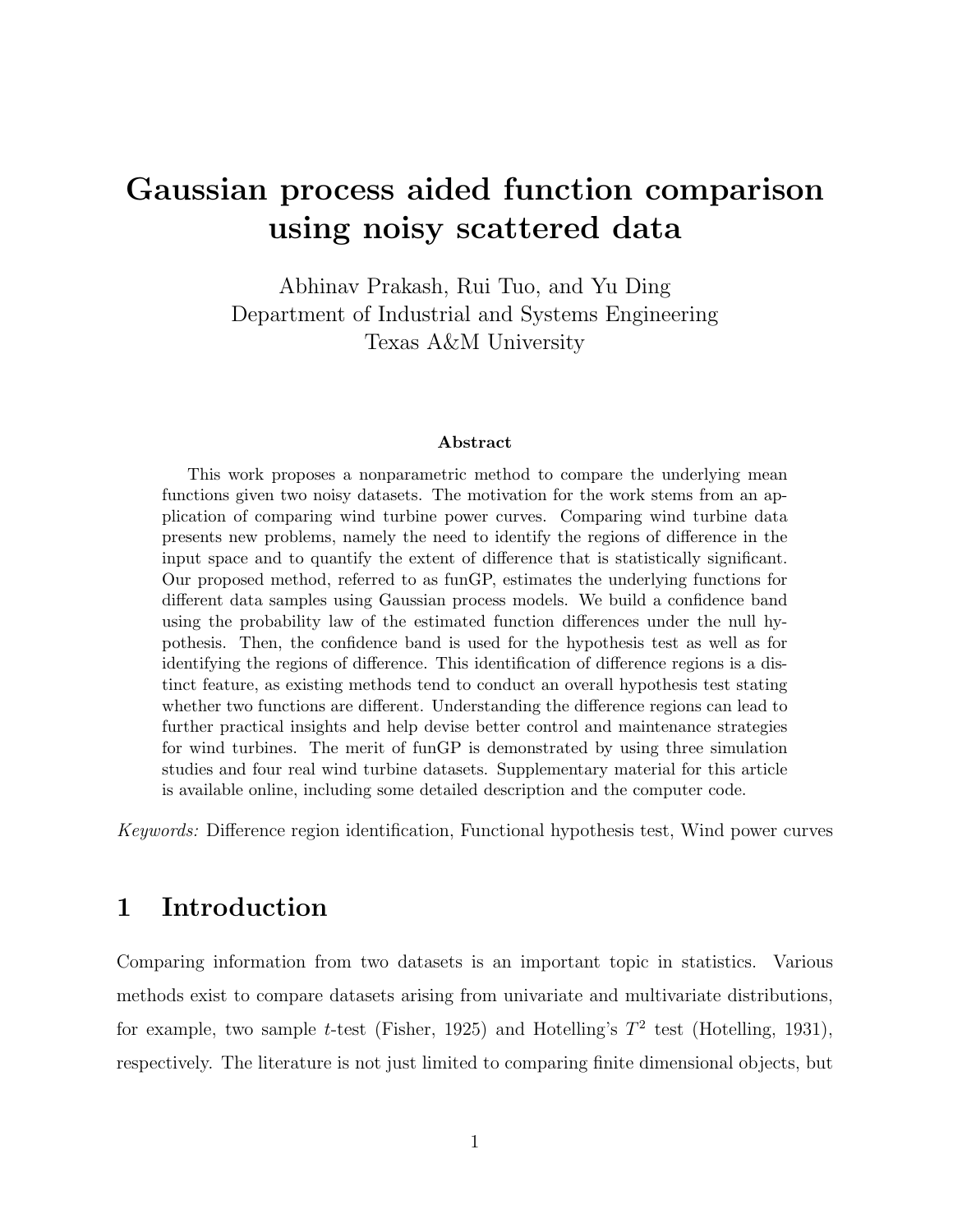# Gaussian process aided function comparison using noisy scattered data

Abhinav Prakash, Rui Tuo, and Yu Ding
Department of Industrial and Systems Engineering
Texas A&M University

### Abstract

This work proposes a nonparametric method to compare the underlying mean functions given two noisy datasets. The motivation for the work stems from an application of comparing wind turbine power curves. Comparing wind turbine data presents new problems, namely the need to identify the regions of difference in the input space and to quantify the extent of difference that is statistically significant. Our proposed method, referred to as funGP, estimates the underlying functions for different data samples using Gaussian process models. We build a confidence band using the probability law of the estimated function differences under the null hypothesis. Then, the confidence band is used for the hypothesis test as well as for identifying the regions of difference. This identification of difference regions is a distinct feature, as existing methods tend to conduct an overall hypothesis test stating whether two functions are different. Understanding the difference regions can lead to further practical insights and help devise better control and maintenance strategies for wind turbines. The merit of funGP is demonstrated by using three simulation studies and four real wind turbine datasets. Supplementary material for this article is available online, including some detailed description and the computer code.

*Keywords:* Difference region identification, Functional hypothesis test, Wind power curves

## 1 Introduction

Comparing information from two datasets is an important topic in statistics. Various methods exist to compare datasets arising from univariate and multivariate distributions, for example, two sample $t$-test (Fisher, 1925) and Hotelling's $T^2$ test (Hotelling, 1931), respectively. The literature is not just limited to comparing finite dimensional objects, but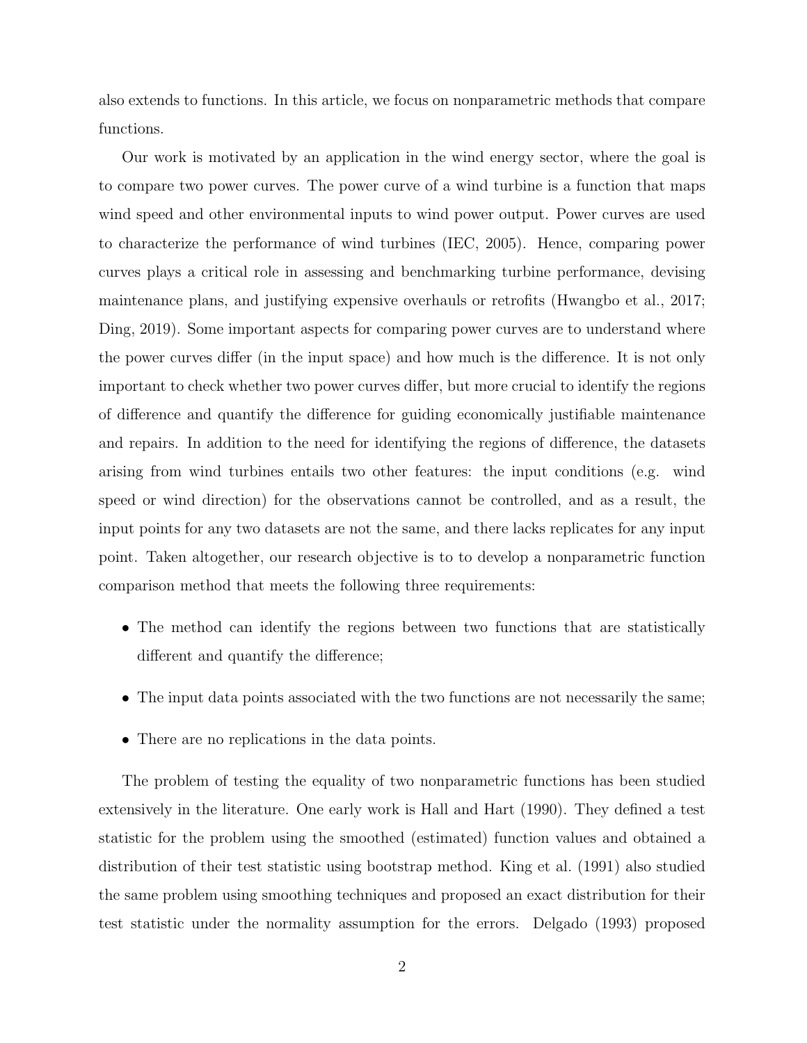also extends to functions. In this article, we focus on nonparametric methods that compare functions.

Our work is motivated by an application in the wind energy sector, where the goal is to compare two power curves. The power curve of a wind turbine is a function that maps wind speed and other environmental inputs to wind power output. Power curves are used to characterize the performance of wind turbines (IEC, 2005). Hence, comparing power curves plays a critical role in assessing and benchmarking turbine performance, devising maintenance plans, and justifying expensive overhauls or retrofits (Hwangbo et al., 2017; Ding, 2019). Some important aspects for comparing power curves are to understand where the power curves differ (in the input space) and how much is the difference. It is not only important to check whether two power curves differ, but more crucial to identify the regions of difference and quantify the difference for guiding economically justifiable maintenance and repairs. In addition to the need for identifying the regions of difference, the datasets arising from wind turbines entails two other features: the input conditions (e.g. wind speed or wind direction) for the observations cannot be controlled, and as a result, the input points for any two datasets are not the same, and there lacks replicates for any input point. Taken altogether, our research objective is to to develop a nonparametric function comparison method that meets the following three requirements:

- The method can identify the regions between two functions that are statistically different and quantify the difference;
- The input data points associated with the two functions are not necessarily the same;
- There are no replications in the data points.

The problem of testing the equality of two nonparametric functions has been studied extensively in the literature. One early work is Hall and Hart (1990). They defined a test statistic for the problem using the smoothed (estimated) function values and obtained a distribution of their test statistic using bootstrap method. King et al. (1991) also studied the same problem using smoothing techniques and proposed an exact distribution for their test statistic under the normality assumption for the errors. Delgado (1993) proposed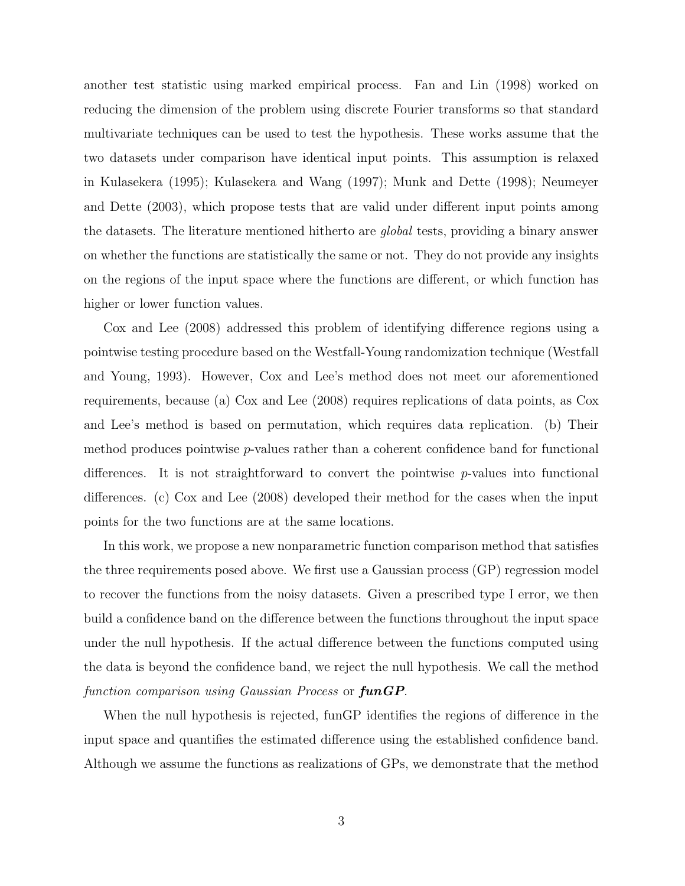another test statistic using marked empirical process. Fan and Lin (1998) worked on reducing the dimension of the problem using discrete Fourier transforms so that standard multivariate techniques can be used to test the hypothesis. These works assume that the two datasets under comparison have identical input points. This assumption is relaxed in Kulasekera (1995); Kulasekera and Wang (1997); Munk and Dette (1998); Neumeyer and Dette (2003), which propose tests that are valid under different input points among the datasets. The literature mentioned hitherto are *global* tests, providing a binary answer on whether the functions are statistically the same or not. They do not provide any insights on the regions of the input space where the functions are different, or which function has higher or lower function values.

Cox and Lee (2008) addressed this problem of identifying difference regions using a pointwise testing procedure based on the Westfall-Young randomization technique (Westfall and Young, 1993). However, Cox and Lee's method does not meet our aforementioned requirements, because (a) Cox and Lee (2008) requires replications of data points, as Cox and Lee's method is based on permutation, which requires data replication. (b) Their method produces pointwise $p$-values rather than a coherent confidence band for functional differences. It is not straightforward to convert the pointwise $p$-values into functional differences. (c) Cox and Lee (2008) developed their method for the cases when the input points for the two functions are at the same locations.

In this work, we propose a new nonparametric function comparison method that satisfies the three requirements posed above. We first use a Gaussian process (GP) regression model to recover the functions from the noisy datasets. Given a prescribed type I error, we then build a confidence band on the difference between the functions throughout the input space under the null hypothesis. If the actual difference between the functions computed using the data is beyond the confidence band, we reject the null hypothesis. We call the method *function comparison using Gaussian Process* or ***funGP***.

When the null hypothesis is rejected, funGP identifies the regions of difference in the input space and quantifies the estimated difference using the established confidence band. Although we assume the functions as realizations of GPs, we demonstrate that the method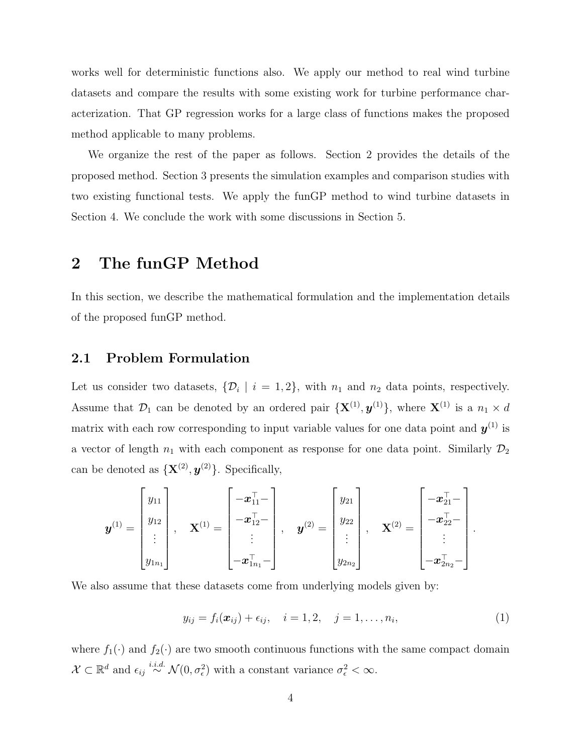works well for deterministic functions also. We apply our method to real wind turbine datasets and compare the results with some existing work for turbine performance characterization. That GP regression works for a large class of functions makes the proposed method applicable to many problems.

We organize the rest of the paper as follows. Section 2 provides the details of the proposed method. Section 3 presents the simulation examples and comparison studies with two existing functional tests. We apply the funGP method to wind turbine datasets in Section 4. We conclude the work with some discussions in Section 5.

## 2 The funGP Method

In this section, we describe the mathematical formulation and the implementation details of the proposed funGP method.

### 2.1 Problem Formulation

Let us consider two datasets, $\{\mathcal{D}_i \mid i = 1, 2\}$, with $n_1$ and $n_2$ data points, respectively. Assume that $\mathcal{D}_1$ can be denoted by an ordered pair $\{\mathbf{X}^{(1)}, \boldsymbol{y}^{(1)}\}$, where $\mathbf{X}^{(1)}$ is a $n_1 \times d$ matrix with each row corresponding to input variable values for one data point and $\boldsymbol{y}^{(1)}$ is a vector of length $n_1$ with each component as response for one data point. Similarly $\mathcal{D}_2$ can be denoted as $\{\mathbf{X}^{(2)}, \boldsymbol{y}^{(2)}\}$. Specifically,

$$\boldsymbol{y}^{(1)} = \begin{bmatrix} y_{11} \\ y_{12} \\ \vdots \\ y_{1n_1} \end{bmatrix}, \quad \mathbf{X}^{(1)} = \begin{bmatrix} -\boldsymbol{x}_{11}^\top- \\ -\boldsymbol{x}_{12}^\top- \\ \vdots \\ -\boldsymbol{x}_{1n_1}^\top- \end{bmatrix}, \quad \boldsymbol{y}^{(2)} = \begin{bmatrix} y_{21} \\ y_{22} \\ \vdots \\ y_{2n_2} \end{bmatrix}, \quad \mathbf{X}^{(2)} = \begin{bmatrix} -\boldsymbol{x}_{21}^\top- \\ -\boldsymbol{x}_{22}^\top- \\ \vdots \\ -\boldsymbol{x}_{2n_2}^\top- \end{bmatrix}.$$

We also assume that these datasets come from underlying models given by:

$$y_{ij} = f_i(\boldsymbol{x}_{ij}) + \epsilon_{ij}, \quad i = 1, 2, \quad j = 1, \ldots, n_i, \tag{1}$$

where $f_1(\cdot)$ and $f_2(\cdot)$ are two smooth continuous functions with the same compact domain $\mathcal{X} \subset \mathbb{R}^d$ and $\epsilon_{ij} \overset{i.i.d.}{\sim} \mathcal{N}(0, \sigma_\epsilon^2)$ with a constant variance $\sigma_\epsilon^2 < \infty$.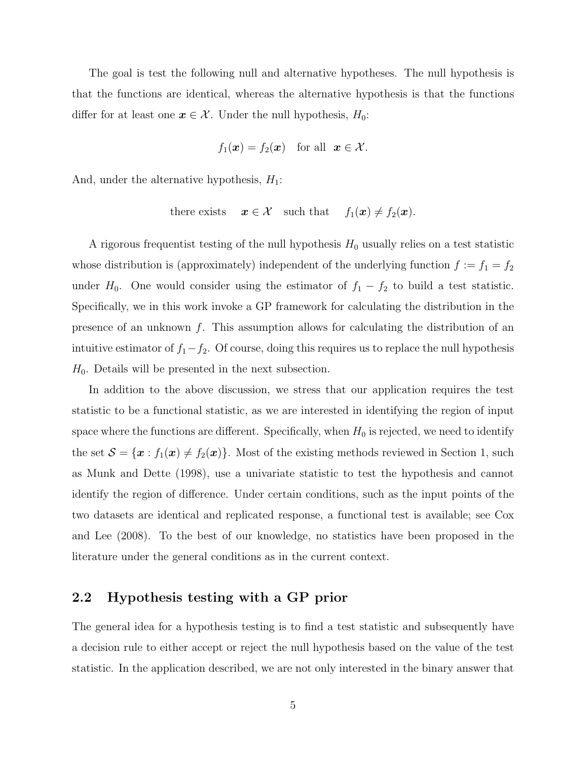The goal is test the following null and alternative hypotheses. The null hypothesis is that the functions are identical, whereas the alternative hypothesis is that the functions differ for at least one $\boldsymbol{x} \in \mathcal{X}$. Under the null hypothesis, $H_0$:

$$f_1(\boldsymbol{x}) = f_2(\boldsymbol{x}) \quad \text{for all} \quad \boldsymbol{x} \in \mathcal{X}.$$

And, under the alternative hypothesis, $H_1$:

$$\text{there exists} \quad \boldsymbol{x} \in \mathcal{X} \quad \text{such that} \quad f_1(\boldsymbol{x}) \neq f_2(\boldsymbol{x}).$$

A rigorous frequentist testing of the null hypothesis $H_0$ usually relies on a test statistic whose distribution is (approximately) independent of the underlying function $f := f_1 = f_2$ under $H_0$. One would consider using the estimator of $f_1 - f_2$ to build a test statistic. Specifically, we in this work invoke a GP framework for calculating the distribution in the presence of an unknown $f$. This assumption allows for calculating the distribution of an intuitive estimator of $f_1 - f_2$. Of course, doing this requires us to replace the null hypothesis $H_0$. Details will be presented in the next subsection.

In addition to the above discussion, we stress that our application requires the test statistic to be a functional statistic, as we are interested in identifying the region of input space where the functions are different. Specifically, when $H_0$ is rejected, we need to identify the set $\mathcal{S} = \{\boldsymbol{x} : f_1(\boldsymbol{x}) \neq f_2(\boldsymbol{x})\}$. Most of the existing methods reviewed in Section 1, such as Munk and Dette (1998), use a univariate statistic to test the hypothesis and cannot identify the region of difference. Under certain conditions, such as the input points of the two datasets are identical and replicated response, a functional test is available; see Cox and Lee (2008). To the best of our knowledge, no statistics have been proposed in the literature under the general conditions as in the current context.

## 2.2 Hypothesis testing with a GP prior

The general idea for a hypothesis testing is to find a test statistic and subsequently have a decision rule to either accept or reject the null hypothesis based on the value of the test statistic. In the application described, we are not only interested in the binary answer that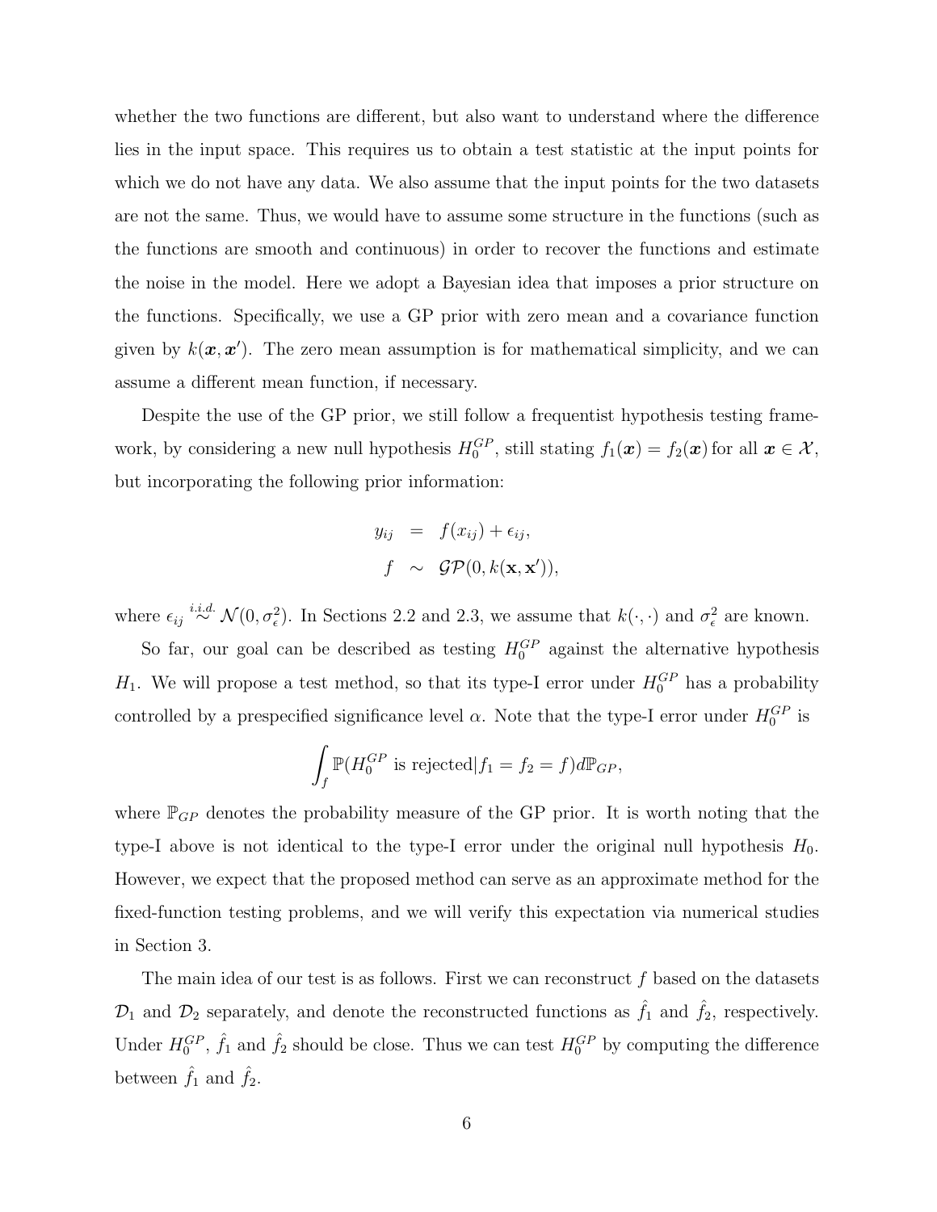whether the two functions are different, but also want to understand where the difference lies in the input space. This requires us to obtain a test statistic at the input points for which we do not have any data. We also assume that the input points for the two datasets are not the same. Thus, we would have to assume some structure in the functions (such as the functions are smooth and continuous) in order to recover the functions and estimate the noise in the model. Here we adopt a Bayesian idea that imposes a prior structure on the functions. Specifically, we use a GP prior with zero mean and a covariance function given by $k(\boldsymbol{x}, \boldsymbol{x}')$. The zero mean assumption is for mathematical simplicity, and we can assume a different mean function, if necessary.

Despite the use of the GP prior, we still follow a frequentist hypothesis testing framework, by considering a new null hypothesis $H_0^{GP}$, still stating $f_1(\boldsymbol{x}) = f_2(\boldsymbol{x})$ for all $\boldsymbol{x} \in \mathcal{X}$, but incorporating the following prior information:

$$
\begin{aligned}
y_{ij} &= f(x_{ij}) + \epsilon_{ij}, \\
f &\sim \mathcal{GP}(0, k(\mathbf{x}, \mathbf{x}')),
\end{aligned}
$$

where $\epsilon_{ij} \overset{i.i.d.}{\sim} \mathcal{N}(0, \sigma_\epsilon^2)$. In Sections 2.2 and 2.3, we assume that $k(\cdot, \cdot)$ and $\sigma_\epsilon^2$ are known.

So far, our goal can be described as testing $H_0^{GP}$ against the alternative hypothesis $H_1$. We will propose a test method, so that its type-I error under $H_0^{GP}$ has a probability controlled by a prespecified significance level $\alpha$. Note that the type-I error under $H_0^{GP}$ is

$$
\int_f \mathbb{P}(H_0^{GP} \text{ is rejected} | f_1 = f_2 = f) d\mathbb{P}_{GP},
$$

where $\mathbb{P}_{GP}$ denotes the probability measure of the GP prior. It is worth noting that the type-I above is not identical to the type-I error under the original null hypothesis $H_0$. However, we expect that the proposed method can serve as an approximate method for the fixed-function testing problems, and we will verify this expectation via numerical studies in Section 3.

The main idea of our test is as follows. First we can reconstruct $f$ based on the datasets $\mathcal{D}_1$ and $\mathcal{D}_2$ separately, and denote the reconstructed functions as $\hat{f}_1$ and $\hat{f}_2$, respectively. Under $H_0^{GP}$, $\hat{f}_1$ and $\hat{f}_2$ should be close. Thus we can test $H_0^{GP}$ by computing the difference between $\hat{f}_1$ and $\hat{f}_2$.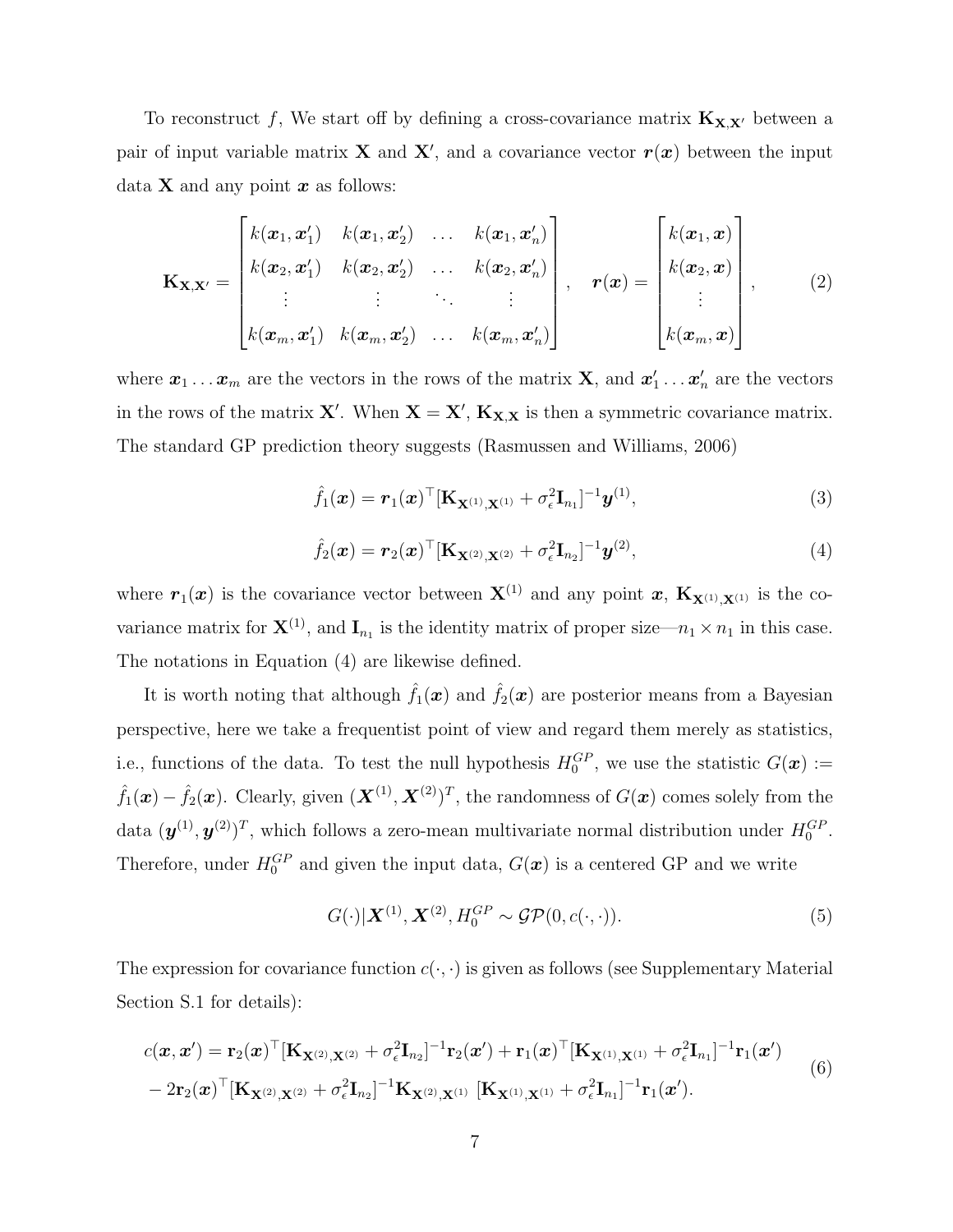To reconstruct $f$, We start off by defining a cross-covariance matrix $\mathbf{K}_{\mathbf{X},\mathbf{X}'}$ between a pair of input variable matrix $\mathbf{X}$ and $\mathbf{X}'$, and a covariance vector $\boldsymbol{r}(\boldsymbol{x})$ between the input data $\mathbf{X}$ and any point $\boldsymbol{x}$ as follows:

$$
\mathbf{K}_{\mathbf{X},\mathbf{X}'} = \begin{bmatrix} k(\boldsymbol{x}_1, \boldsymbol{x}'_1) & k(\boldsymbol{x}_1, \boldsymbol{x}'_2) & \dots & k(\boldsymbol{x}_1, \boldsymbol{x}'_n) \\ k(\boldsymbol{x}_2, \boldsymbol{x}'_1) & k(\boldsymbol{x}_2, \boldsymbol{x}'_2) & \dots & k(\boldsymbol{x}_2, \boldsymbol{x}'_n) \\ \vdots & \vdots & \ddots & \vdots \\ k(\boldsymbol{x}_m, \boldsymbol{x}'_1) & k(\boldsymbol{x}_m, \boldsymbol{x}'_2) & \dots & k(\boldsymbol{x}_m, \boldsymbol{x}'_n) \end{bmatrix}, \quad \boldsymbol{r}(\boldsymbol{x}) = \begin{bmatrix} k(\boldsymbol{x}_1, \boldsymbol{x}) \\ k(\boldsymbol{x}_2, \boldsymbol{x}) \\ \vdots \\ k(\boldsymbol{x}_m, \boldsymbol{x}) \end{bmatrix}, \tag{2}
$$

where $\boldsymbol{x}_1 \dots \boldsymbol{x}_m$ are the vectors in the rows of the matrix $\mathbf{X}$, and $\boldsymbol{x}'_1 \dots \boldsymbol{x}'_n$ are the vectors in the rows of the matrix $\mathbf{X}'$. When $\mathbf{X} = \mathbf{X}'$, $\mathbf{K}_{\mathbf{X},\mathbf{X}}$ is then a symmetric covariance matrix. The standard GP prediction theory suggests (Rasmussen and Williams, 2006)

$$
\hat{f}_1(\boldsymbol{x}) = \boldsymbol{r}_1(\boldsymbol{x})^\top [\mathbf{K}_{\mathbf{X}^{(1)},\mathbf{X}^{(1)}} + \sigma_\epsilon^2 \mathbf{I}_{n_1}]^{-1} \boldsymbol{y}^{(1)}, \tag{3}
$$

$$
\hat{f}_2(\boldsymbol{x}) = \boldsymbol{r}_2(\boldsymbol{x})^\top [\mathbf{K}_{\mathbf{X}^{(2)},\mathbf{X}^{(2)}} + \sigma_\epsilon^2 \mathbf{I}_{n_2}]^{-1} \boldsymbol{y}^{(2)}, \tag{4}
$$

where $\boldsymbol{r}_1(\boldsymbol{x})$ is the covariance vector between $\mathbf{X}^{(1)}$ and any point $\boldsymbol{x}$, $\mathbf{K}_{\mathbf{X}^{(1)},\mathbf{X}^{(1)}}$ is the covariance matrix for $\mathbf{X}^{(1)}$, and $\mathbf{I}_{n_1}$ is the identity matrix of proper size—$n_1 \times n_1$ in this case. The notations in Equation (4) are likewise defined.

It is worth noting that although $\hat{f}_1(\boldsymbol{x})$ and $\hat{f}_2(\boldsymbol{x})$ are posterior means from a Bayesian perspective, here we take a frequentist point of view and regard them merely as statistics, i.e., functions of the data. To test the null hypothesis $H_0^{GP}$, we use the statistic $G(\boldsymbol{x}) := \hat{f}_1(\boldsymbol{x}) - \hat{f}_2(\boldsymbol{x})$. Clearly, given $(\boldsymbol{X}^{(1)}, \boldsymbol{X}^{(2)})^T$, the randomness of $G(\boldsymbol{x})$ comes solely from the data $(\boldsymbol{y}^{(1)}, \boldsymbol{y}^{(2)})^T$, which follows a zero-mean multivariate normal distribution under $H_0^{GP}$. Therefore, under $H_0^{GP}$ and given the input data, $G(\boldsymbol{x})$ is a centered GP and we write

$$
G(\cdot) | \boldsymbol{X}^{(1)}, \boldsymbol{X}^{(2)}, H_0^{GP} \sim \mathcal{GP}(0, c(\cdot, \cdot)). \tag{5}
$$

The expression for covariance function $c(\cdot, \cdot)$ is given as follows (see Supplementary Material Section S.1 for details):

$$
\begin{aligned}
c(\boldsymbol{x}, \boldsymbol{x}') &= \mathbf{r}_2(\boldsymbol{x})^\top [\mathbf{K}_{\mathbf{X}^{(2)},\mathbf{X}^{(2)}} + \sigma_\epsilon^2 \mathbf{I}_{n_2}]^{-1} \mathbf{r}_2(\boldsymbol{x}') + \mathbf{r}_1(\boldsymbol{x})^\top [\mathbf{K}_{\mathbf{X}^{(1)},\mathbf{X}^{(1)}} + \sigma_\epsilon^2 \mathbf{I}_{n_1}]^{-1} \mathbf{r}_1(\boldsymbol{x}') \\
&\quad - 2\mathbf{r}_2(\boldsymbol{x})^\top [\mathbf{K}_{\mathbf{X}^{(2)},\mathbf{X}^{(2)}} + \sigma_\epsilon^2 \mathbf{I}_{n_2}]^{-1} \mathbf{K}_{\mathbf{X}^{(2)},\mathbf{X}^{(1)}} \, [\mathbf{K}_{\mathbf{X}^{(1)},\mathbf{X}^{(1)}} + \sigma_\epsilon^2 \mathbf{I}_{n_1}]^{-1} \mathbf{r}_1(\boldsymbol{x}').
\end{aligned} \tag{6}
$$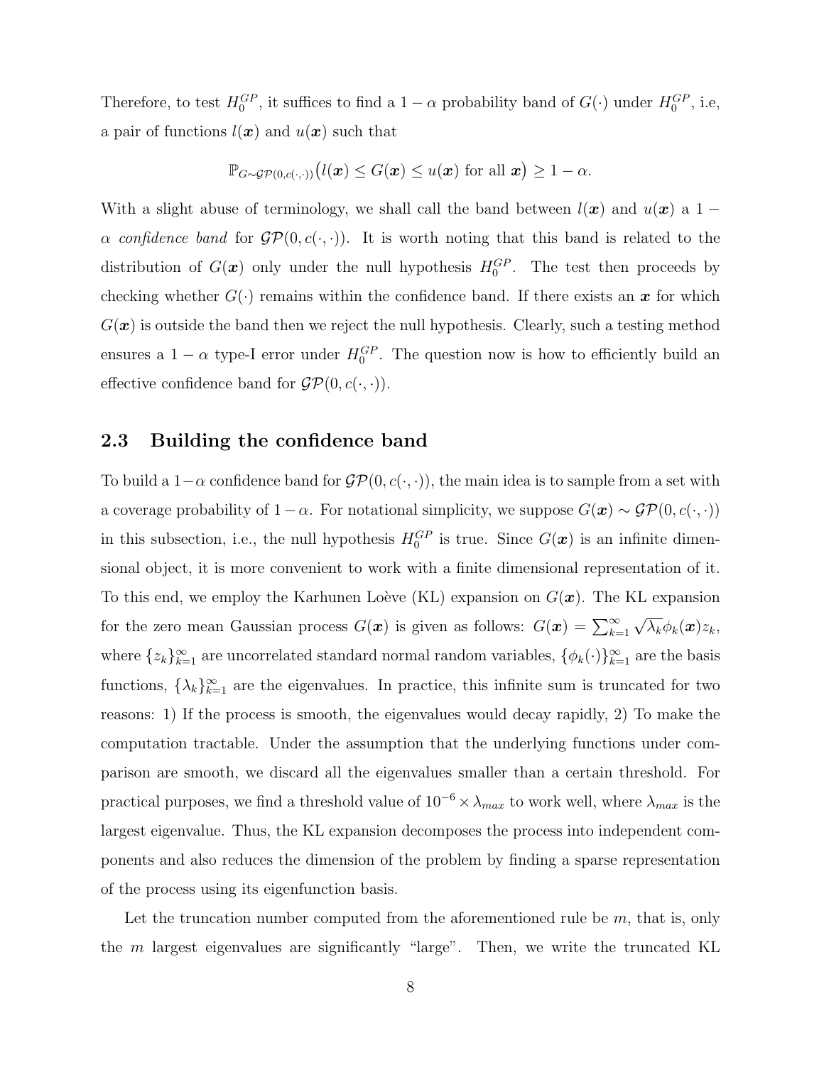Therefore, to test $H_0^{GP}$, it suffices to find a $1-\alpha$ probability band of $G(\cdot)$ under $H_0^{GP}$, i.e, a pair of functions $l(\boldsymbol{x})$ and $u(\boldsymbol{x})$ such that

$$\mathbb{P}_{G\sim\mathcal{GP}(0,c(\cdot,\cdot))}\big(l(\boldsymbol{x}) \leq G(\boldsymbol{x}) \leq u(\boldsymbol{x}) \text{ for all } \boldsymbol{x}\big) \geq 1-\alpha.$$

With a slight abuse of terminology, we shall call the band between $l(\boldsymbol{x})$ and $u(\boldsymbol{x})$ a $1-\alpha$ *confidence band* for $\mathcal{GP}(0, c(\cdot,\cdot))$. It is worth noting that this band is related to the distribution of $G(\boldsymbol{x})$ only under the null hypothesis $H_0^{GP}$. The test then proceeds by checking whether $G(\cdot)$ remains within the confidence band. If there exists an $\boldsymbol{x}$ for which $G(\boldsymbol{x})$ is outside the band then we reject the null hypothesis. Clearly, such a testing method ensures a $1-\alpha$ type-I error under $H_0^{GP}$. The question now is how to efficiently build an effective confidence band for $\mathcal{GP}(0, c(\cdot,\cdot))$.

## 2.3 Building the confidence band

To build a $1-\alpha$ confidence band for $\mathcal{GP}(0, c(\cdot,\cdot))$, the main idea is to sample from a set with a coverage probability of $1-\alpha$. For notational simplicity, we suppose $G(\boldsymbol{x}) \sim \mathcal{GP}(0, c(\cdot,\cdot))$ in this subsection, i.e., the null hypothesis $H_0^{GP}$ is true. Since $G(\boldsymbol{x})$ is an infinite dimensional object, it is more convenient to work with a finite dimensional representation of it. To this end, we employ the Karhunen Loève (KL) expansion on $G(\boldsymbol{x})$. The KL expansion for the zero mean Gaussian process $G(\boldsymbol{x})$ is given as follows: $G(\boldsymbol{x}) = \sum_{k=1}^{\infty} \sqrt{\lambda_k}\phi_k(\boldsymbol{x})z_k$, where $\{z_k\}_{k=1}^{\infty}$ are uncorrelated standard normal random variables, $\{\phi_k(\cdot)\}_{k=1}^{\infty}$ are the basis functions, $\{\lambda_k\}_{k=1}^{\infty}$ are the eigenvalues. In practice, this infinite sum is truncated for two reasons: 1) If the process is smooth, the eigenvalues would decay rapidly, 2) To make the computation tractable. Under the assumption that the underlying functions under comparison are smooth, we discard all the eigenvalues smaller than a certain threshold. For practical purposes, we find a threshold value of $10^{-6} \times \lambda_{max}$ to work well, where $\lambda_{max}$ is the largest eigenvalue. Thus, the KL expansion decomposes the process into independent components and also reduces the dimension of the problem by finding a sparse representation of the process using its eigenfunction basis.

Let the truncation number computed from the aforementioned rule be $m$, that is, only the $m$ largest eigenvalues are significantly "large". Then, we write the truncated KL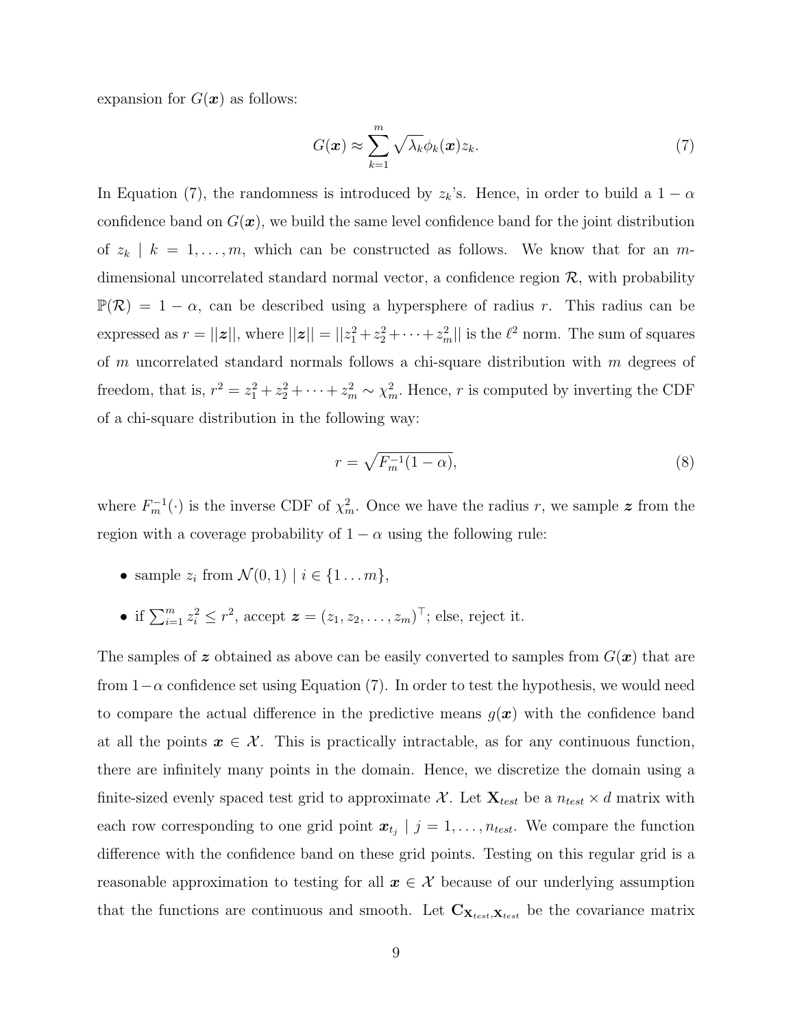expansion for $G(\boldsymbol{x})$ as follows:

$$G(\boldsymbol{x}) \approx \sum_{k=1}^{m} \sqrt{\lambda_k} \phi_k(\boldsymbol{x}) z_k. \tag{7}$$

In Equation (7), the randomness is introduced by $z_k$'s. Hence, in order to build a $1-\alpha$ confidence band on $G(\boldsymbol{x})$, we build the same level confidence band for the joint distribution of $z_k \mid k = 1, \ldots, m$, which can be constructed as follows. We know that for an $m$-dimensional uncorrelated standard normal vector, a confidence region $\mathcal{R}$, with probability $\mathbb{P}(\mathcal{R}) = 1 - \alpha$, can be described using a hypersphere of radius $r$. This radius can be expressed as $r = ||\boldsymbol{z}||$, where $||\boldsymbol{z}|| = ||z_1^2 + z_2^2 + \cdots + z_m^2||$ is the $\ell^2$ norm. The sum of squares of $m$ uncorrelated standard normals follows a chi-square distribution with $m$ degrees of freedom, that is, $r^2 = z_1^2 + z_2^2 + \cdots + z_m^2 \sim \chi_m^2$. Hence, $r$ is computed by inverting the CDF of a chi-square distribution in the following way:

$$r = \sqrt{F_m^{-1}(1-\alpha)}, \tag{8}$$

where $F_m^{-1}(\cdot)$ is the inverse CDF of $\chi_m^2$. Once we have the radius $r$, we sample $\boldsymbol{z}$ from the region with a coverage probability of $1-\alpha$ using the following rule:

- sample $z_i$ from $\mathcal{N}(0, 1) \mid i \in \{1 \ldots m\}$,
- if $\sum_{i=1}^{m} z_i^2 \leq r^2$, accept $\boldsymbol{z} = (z_1, z_2, \ldots, z_m)^\top$; else, reject it.

The samples of $\boldsymbol{z}$ obtained as above can be easily converted to samples from $G(\boldsymbol{x})$ that are from $1-\alpha$ confidence set using Equation (7). In order to test the hypothesis, we would need to compare the actual difference in the predictive means $g(\boldsymbol{x})$ with the confidence band at all the points $\boldsymbol{x} \in \mathcal{X}$. This is practically intractable, as for any continuous function, there are infinitely many points in the domain. Hence, we discretize the domain using a finite-sized evenly spaced test grid to approximate $\mathcal{X}$. Let $\mathbf{X}_{test}$ be a $n_{test} \times d$ matrix with each row corresponding to one grid point $\boldsymbol{x}_{t_j} \mid j = 1, \ldots, n_{test}$. We compare the function difference with the confidence band on these grid points. Testing on this regular grid is a reasonable approximation to testing for all $\boldsymbol{x} \in \mathcal{X}$ because of our underlying assumption that the functions are continuous and smooth. Let $\mathbf{C}_{\mathbf{X}_{test},\mathbf{X}_{test}}$ be the covariance matrix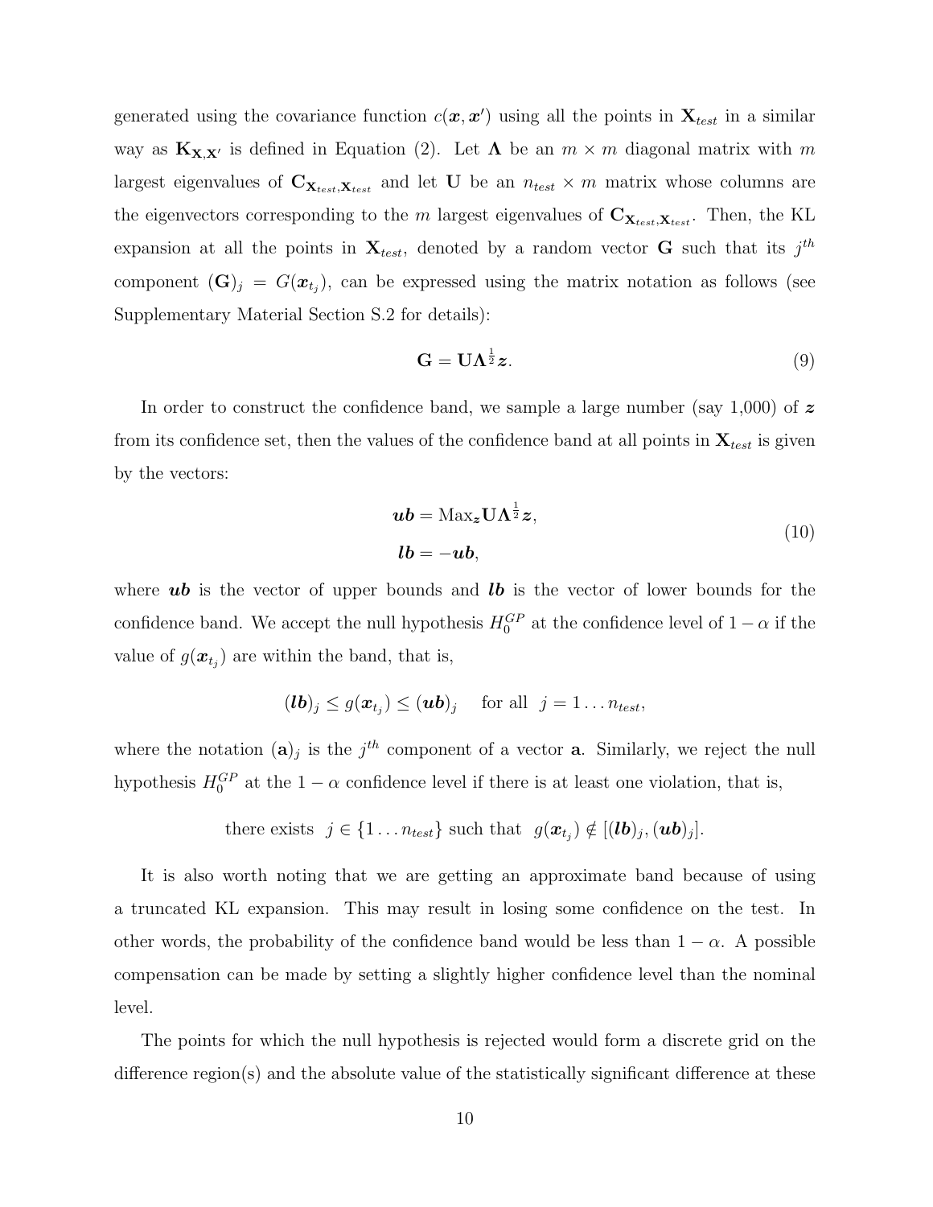generated using the covariance function $c(\boldsymbol{x}, \boldsymbol{x}')$ using all the points in $\mathbf{X}_{test}$ in a similar way as $\mathbf{K}_{\mathbf{X},\mathbf{X}'}$ is defined in Equation (2). Let $\boldsymbol{\Lambda}$ be an $m \times m$ diagonal matrix with $m$ largest eigenvalues of $\mathbf{C}_{\mathbf{X}_{test},\mathbf{X}_{test}}$ and let $\mathbf{U}$ be an $n_{test} \times m$ matrix whose columns are the eigenvectors corresponding to the $m$ largest eigenvalues of $\mathbf{C}_{\mathbf{X}_{test},\mathbf{X}_{test}}$. Then, the KL expansion at all the points in $\mathbf{X}_{test}$, denoted by a random vector $\mathbf{G}$ such that its $j^{th}$ component $(\mathbf{G})_j = G(\boldsymbol{x}_{t_j})$, can be expressed using the matrix notation as follows (see Supplementary Material Section S.2 for details):

$$\mathbf{G} = \mathbf{U}\boldsymbol{\Lambda}^{\frac{1}{2}}\boldsymbol{z}. \tag{9}$$

In order to construct the confidence band, we sample a large number (say 1,000) of $\boldsymbol{z}$ from its confidence set, then the values of the confidence band at all points in $\mathbf{X}_{test}$ is given by the vectors:

$$\begin{aligned}\boldsymbol{ub} &= \text{Max}_{\boldsymbol{z}}\mathbf{U}\boldsymbol{\Lambda}^{\frac{1}{2}}\boldsymbol{z},\\ \boldsymbol{lb} &= -\boldsymbol{ub},\end{aligned} \tag{10}$$

where $\boldsymbol{ub}$ is the vector of upper bounds and $\boldsymbol{lb}$ is the vector of lower bounds for the confidence band. We accept the null hypothesis $H_0^{GP}$ at the confidence level of $1-\alpha$ if the value of $g(\boldsymbol{x}_{t_j})$ are within the band, that is,

$$(\boldsymbol{lb})_j \leq g(\boldsymbol{x}_{t_j}) \leq (\boldsymbol{ub})_j \quad \text{for all } \; j = 1 \ldots n_{test},$$

where the notation $(\mathbf{a})_j$ is the $j^{th}$ component of a vector $\mathbf{a}$. Similarly, we reject the null hypothesis $H_0^{GP}$ at the $1-\alpha$ confidence level if there is at least one violation, that is,

$$\text{there exists } \; j \in \{1 \ldots n_{test}\} \text{ such that } \; g(\boldsymbol{x}_{t_j}) \notin [(\boldsymbol{lb})_j, (\boldsymbol{ub})_j].$$

It is also worth noting that we are getting an approximate band because of using a truncated KL expansion. This may result in losing some confidence on the test. In other words, the probability of the confidence band would be less than $1-\alpha$. A possible compensation can be made by setting a slightly higher confidence level than the nominal level.

The points for which the null hypothesis is rejected would form a discrete grid on the difference region(s) and the absolute value of the statistically significant difference at these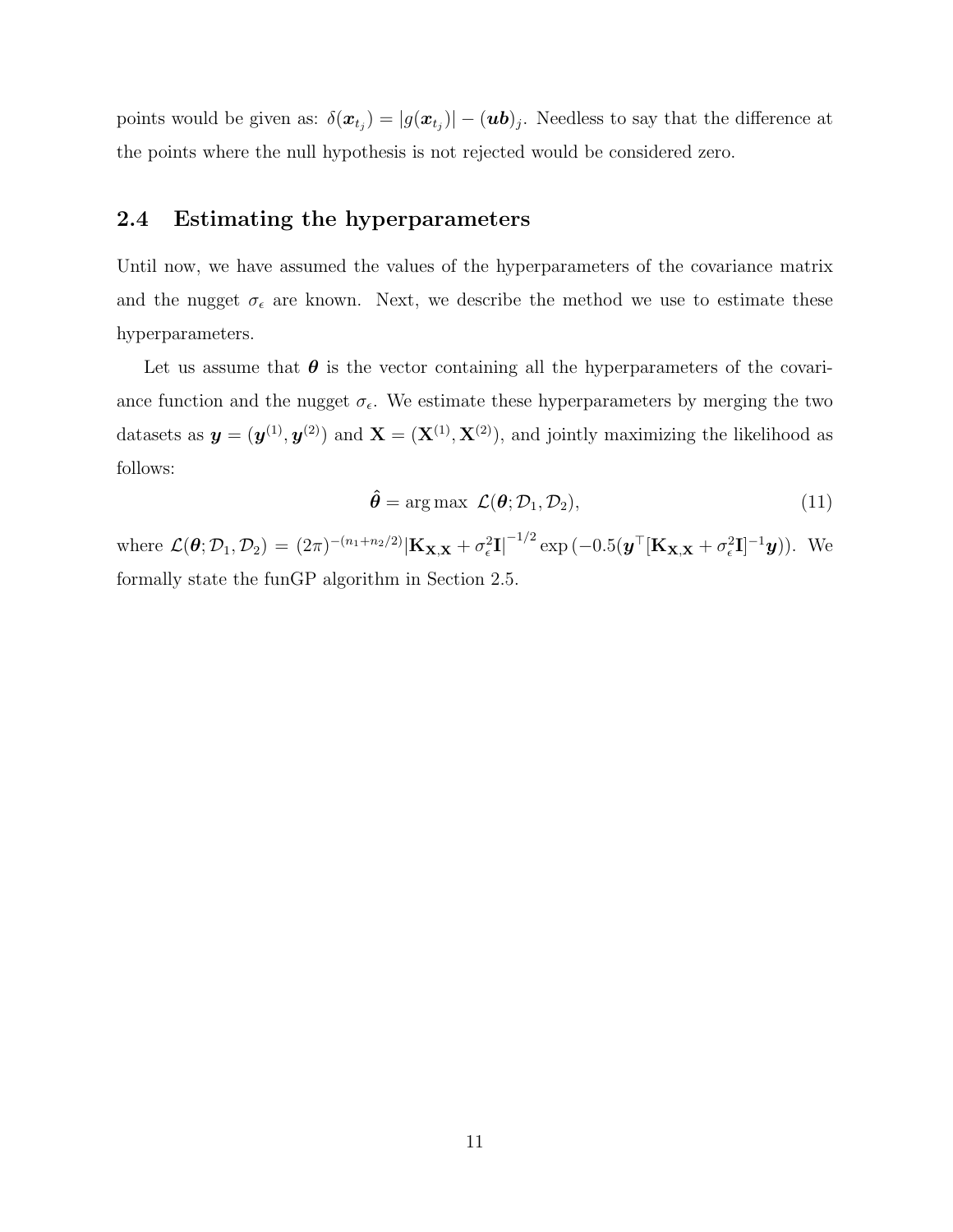points would be given as: $\delta(\boldsymbol{x}_{t_j}) = |g(\boldsymbol{x}_{t_j})| - (\boldsymbol{u}\boldsymbol{b})_j$. Needless to say that the difference at the points where the null hypothesis is not rejected would be considered zero.

## 2.4 Estimating the hyperparameters

Until now, we have assumed the values of the hyperparameters of the covariance matrix and the nugget $\sigma_\epsilon$ are known. Next, we describe the method we use to estimate these hyperparameters.

Let us assume that $\boldsymbol{\theta}$ is the vector containing all the hyperparameters of the covariance function and the nugget $\sigma_\epsilon$. We estimate these hyperparameters by merging the two datasets as $\boldsymbol{y} = (\boldsymbol{y}^{(1)}, \boldsymbol{y}^{(2)})$ and $\mathbf{X} = (\mathbf{X}^{(1)}, \mathbf{X}^{(2)})$, and jointly maximizing the likelihood as follows:

$$\hat{\boldsymbol{\theta}} = \arg\max \; \mathcal{L}(\boldsymbol{\theta}; \mathcal{D}_1, \mathcal{D}_2), \tag{11}$$

where $\mathcal{L}(\boldsymbol{\theta}; \mathcal{D}_1, \mathcal{D}_2) = (2\pi)^{-(n_1+n_2/2)} |\mathbf{K}_{\mathbf{X},\mathbf{X}} + \sigma_\epsilon^2 \mathbf{I}|^{-1/2} \exp\left(-0.5(\boldsymbol{y}^\top [\mathbf{K}_{\mathbf{X},\mathbf{X}} + \sigma_\epsilon^2 \mathbf{I}]^{-1} \boldsymbol{y})\right)$. We formally state the funGP algorithm in Section 2.5.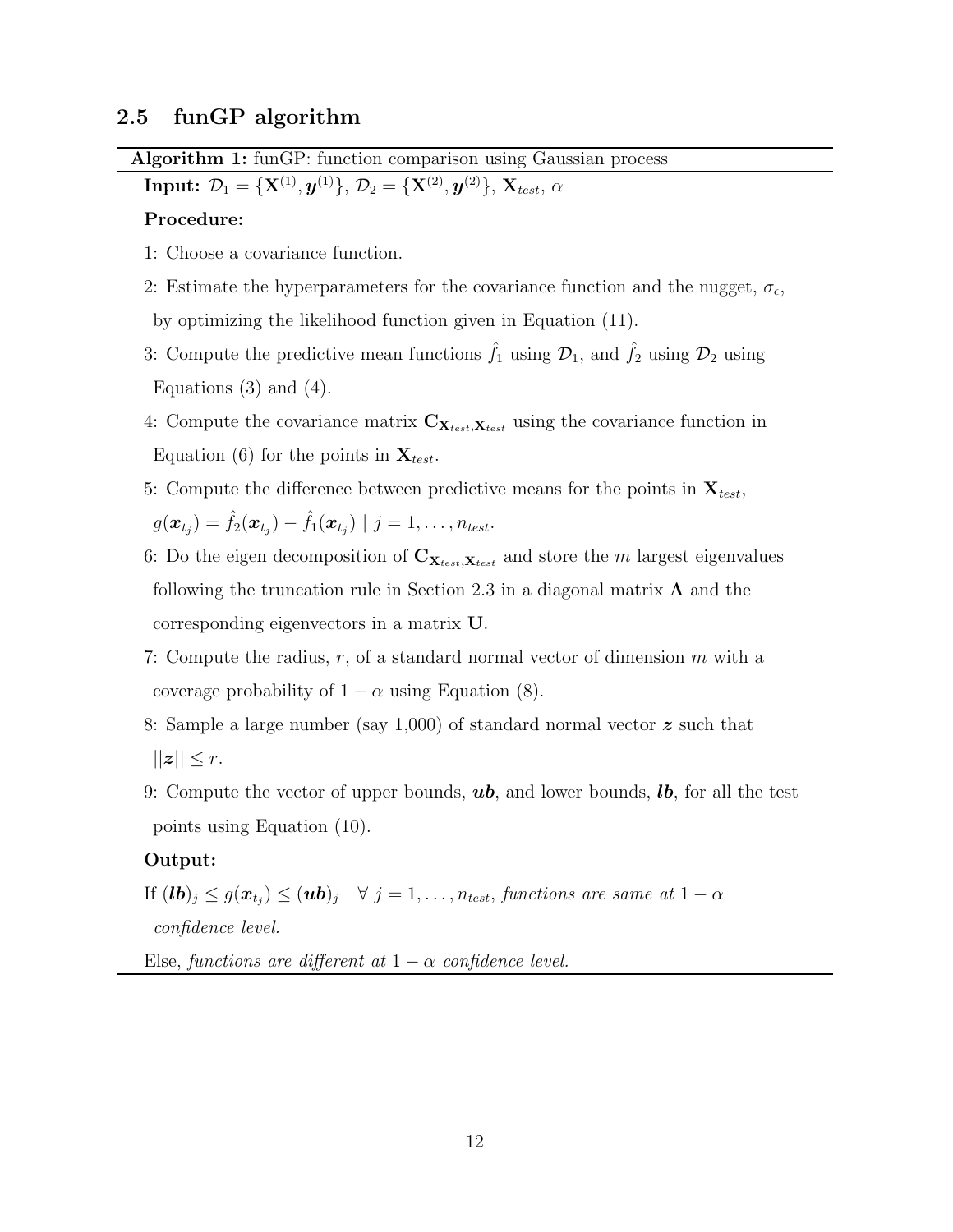## 2.5 funGP algorithm

**Algorithm 1:** funGP: function comparison using Gaussian process

**Input:** $\mathcal{D}_1 = \{\mathbf{X}^{(1)}, \boldsymbol{y}^{(1)}\}$, $\mathcal{D}_2 = \{\mathbf{X}^{(2)}, \boldsymbol{y}^{(2)}\}$, $\mathbf{X}_{test}$, $\alpha$

**Procedure:**

1: Choose a covariance function.

2: Estimate the hyperparameters for the covariance function and the nugget, $\sigma_\epsilon$, by optimizing the likelihood function given in Equation (11).

3: Compute the predictive mean functions $\hat{f}_1$ using $\mathcal{D}_1$, and $\hat{f}_2$ using $\mathcal{D}_2$ using Equations (3) and (4).

4: Compute the covariance matrix $\mathbf{C}_{\mathbf{X}_{test},\mathbf{X}_{test}}$ using the covariance function in Equation (6) for the points in $\mathbf{X}_{test}$.

5: Compute the difference between predictive means for the points in $\mathbf{X}_{test}$, $g(\boldsymbol{x}_{t_j}) = \hat{f}_2(\boldsymbol{x}_{t_j}) - \hat{f}_1(\boldsymbol{x}_{t_j}) \mid j = 1, \ldots, n_{test}$.

6: Do the eigen decomposition of $\mathbf{C}_{\mathbf{X}_{test},\mathbf{X}_{test}}$ and store the $m$ largest eigenvalues following the truncation rule in Section 2.3 in a diagonal matrix $\mathbf{\Lambda}$ and the corresponding eigenvectors in a matrix $\mathbf{U}$.

7: Compute the radius, $r$, of a standard normal vector of dimension $m$ with a coverage probability of $1 - \alpha$ using Equation (8).

8: Sample a large number (say 1,000) of standard normal vector $\boldsymbol{z}$ such that $||\boldsymbol{z}|| \leq r$.

9: Compute the vector of upper bounds, $\boldsymbol{ub}$, and lower bounds, $\boldsymbol{lb}$, for all the test points using Equation (10).

**Output:**

If $(\boldsymbol{lb})_j \leq g(\boldsymbol{x}_{t_j}) \leq (\boldsymbol{ub})_j \quad \forall\ j = 1, \ldots, n_{test}$, *functions are same at* $1 - \alpha$ *confidence level.*

Else, *functions are different at* $1 - \alpha$ *confidence level.*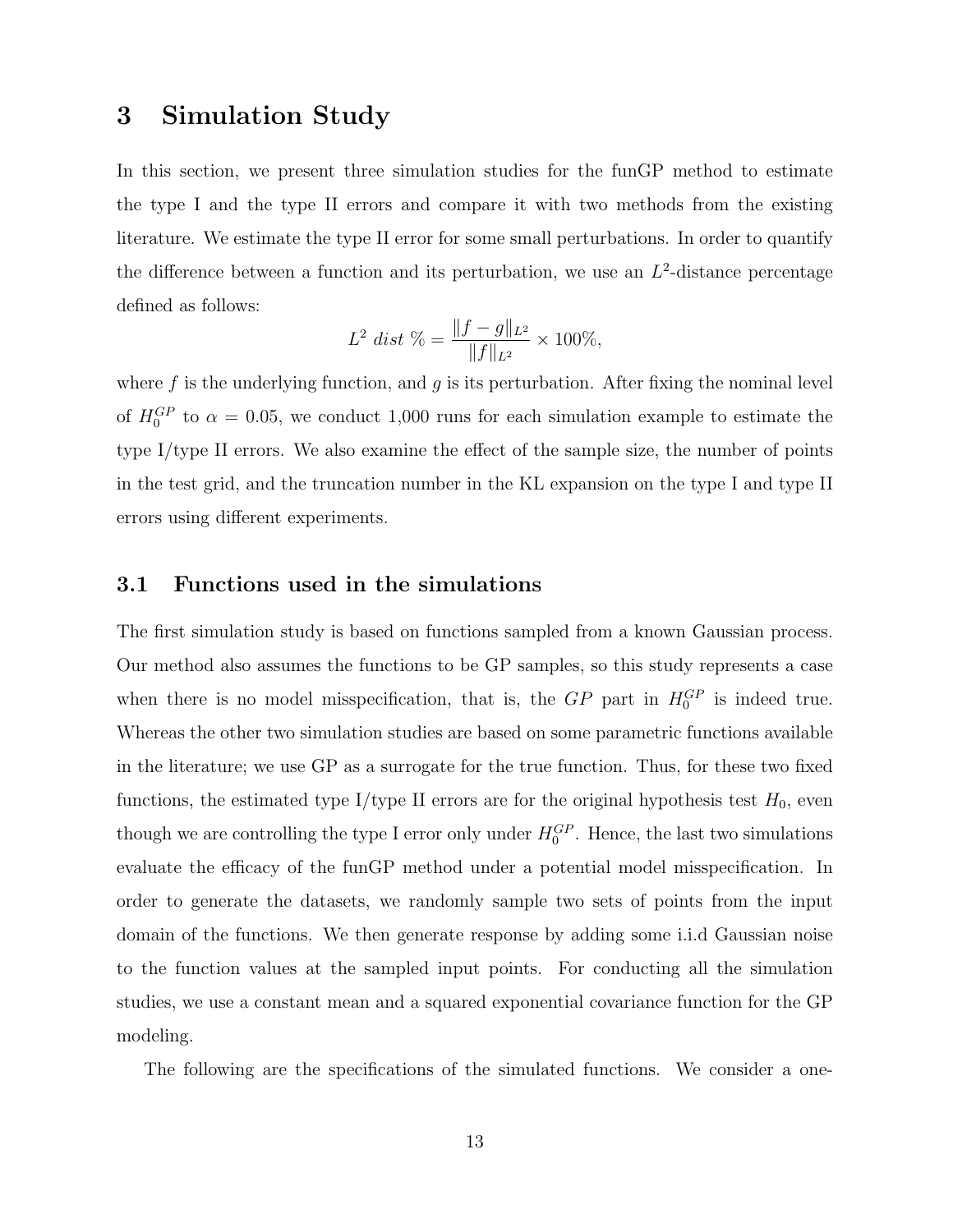# 3 Simulation Study

In this section, we present three simulation studies for the funGP method to estimate the type I and the type II errors and compare it with two methods from the existing literature. We estimate the type II error for some small perturbations. In order to quantify the difference between a function and its perturbation, we use an $L^2$-distance percentage defined as follows:

$$L^2\ dist\ \% = \frac{\|f - g\|_{L^2}}{\|f\|_{L^2}} \times 100\%,$$

where $f$ is the underlying function, and $g$ is its perturbation. After fixing the nominal level of $H_0^{GP}$ to $\alpha = 0.05$, we conduct 1,000 runs for each simulation example to estimate the type I/type II errors. We also examine the effect of the sample size, the number of points in the test grid, and the truncation number in the KL expansion on the type I and type II errors using different experiments.

## 3.1 Functions used in the simulations

The first simulation study is based on functions sampled from a known Gaussian process. Our method also assumes the functions to be GP samples, so this study represents a case when there is no model misspecification, that is, the $GP$ part in $H_0^{GP}$ is indeed true. Whereas the other two simulation studies are based on some parametric functions available in the literature; we use GP as a surrogate for the true function. Thus, for these two fixed functions, the estimated type I/type II errors are for the original hypothesis test $H_0$, even though we are controlling the type I error only under $H_0^{GP}$. Hence, the last two simulations evaluate the efficacy of the funGP method under a potential model misspecification. In order to generate the datasets, we randomly sample two sets of points from the input domain of the functions. We then generate response by adding some i.i.d Gaussian noise to the function values at the sampled input points. For conducting all the simulation studies, we use a constant mean and a squared exponential covariance function for the GP modeling.

The following are the specifications of the simulated functions. We consider a one-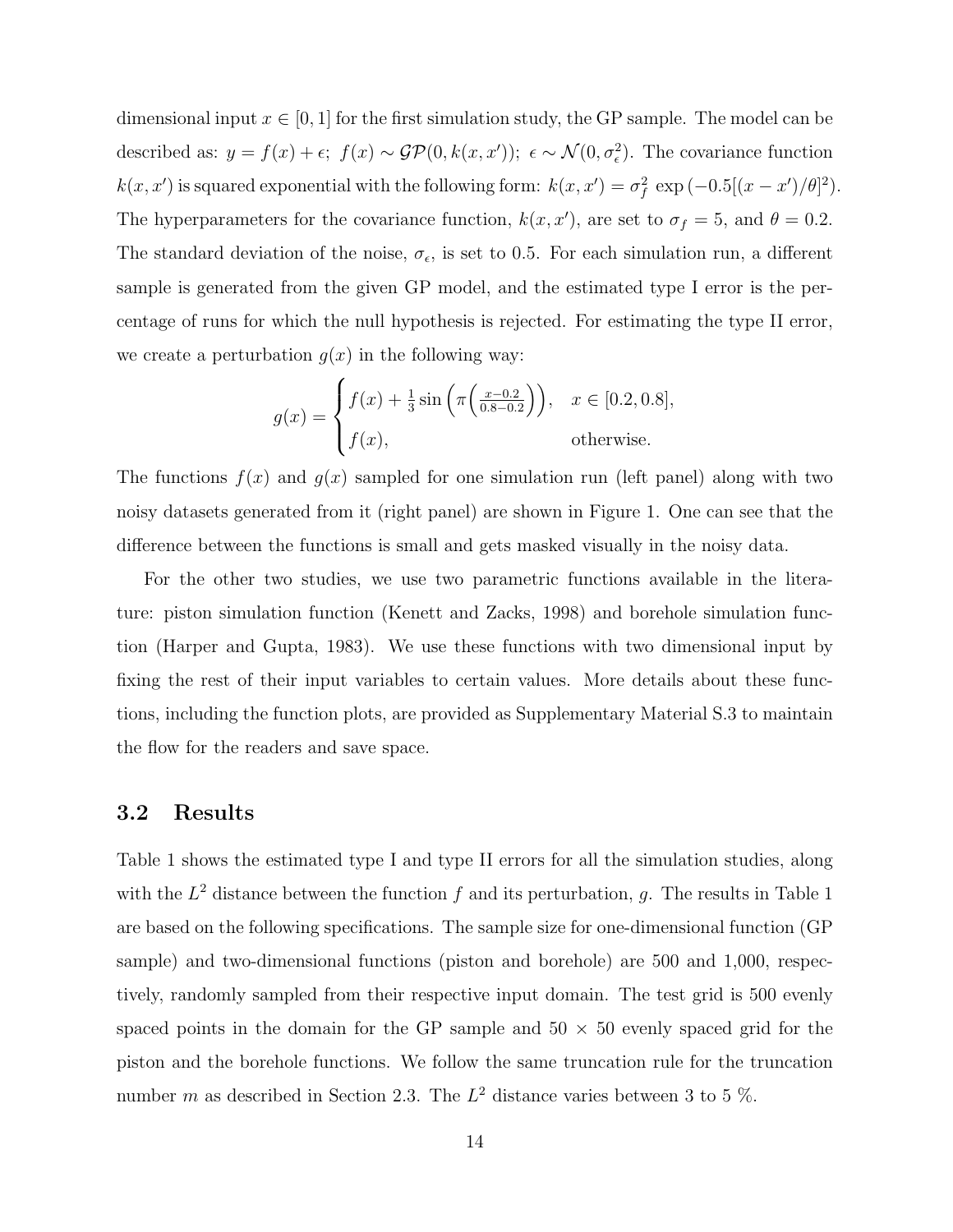dimensional input $x \in [0,1]$ for the first simulation study, the GP sample. The model can be described as: $y = f(x) + \epsilon;\ f(x) \sim \mathcal{GP}(0, k(x, x'));\ \epsilon \sim \mathcal{N}(0, \sigma_\epsilon^2)$. The covariance function $k(x, x')$ is squared exponential with the following form: $k(x, x') = \sigma_f^2 \exp\left(-0.5[(x - x')/\theta]^2\right)$. The hyperparameters for the covariance function, $k(x, x')$, are set to $\sigma_f = 5$, and $\theta = 0.2$. The standard deviation of the noise, $\sigma_\epsilon$, is set to 0.5. For each simulation run, a different sample is generated from the given GP model, and the estimated type I error is the percentage of runs for which the null hypothesis is rejected. For estimating the type II error, we create a perturbation $g(x)$ in the following way:

$$
g(x) = \begin{cases} f(x) + \frac{1}{3}\sin\left(\pi\left(\frac{x-0.2}{0.8-0.2}\right)\right), & x \in [0.2, 0.8], \\ f(x), & \text{otherwise.} \end{cases}
$$

The functions $f(x)$ and $g(x)$ sampled for one simulation run (left panel) along with two noisy datasets generated from it (right panel) are shown in Figure 1. One can see that the difference between the functions is small and gets masked visually in the noisy data.

For the other two studies, we use two parametric functions available in the literature: piston simulation function (Kenett and Zacks, 1998) and borehole simulation function (Harper and Gupta, 1983). We use these functions with two dimensional input by fixing the rest of their input variables to certain values. More details about these functions, including the function plots, are provided as Supplementary Material S.3 to maintain the flow for the readers and save space.

## 3.2 Results

Table 1 shows the estimated type I and type II errors for all the simulation studies, along with the $L^2$ distance between the function $f$ and its perturbation, $g$. The results in Table 1 are based on the following specifications. The sample size for one-dimensional function (GP sample) and two-dimensional functions (piston and borehole) are 500 and 1,000, respectively, randomly sampled from their respective input domain. The test grid is 500 evenly spaced points in the domain for the GP sample and 50 $\times$ 50 evenly spaced grid for the piston and the borehole functions. We follow the same truncation rule for the truncation number $m$ as described in Section 2.3. The $L^2$ distance varies between 3 to 5 %.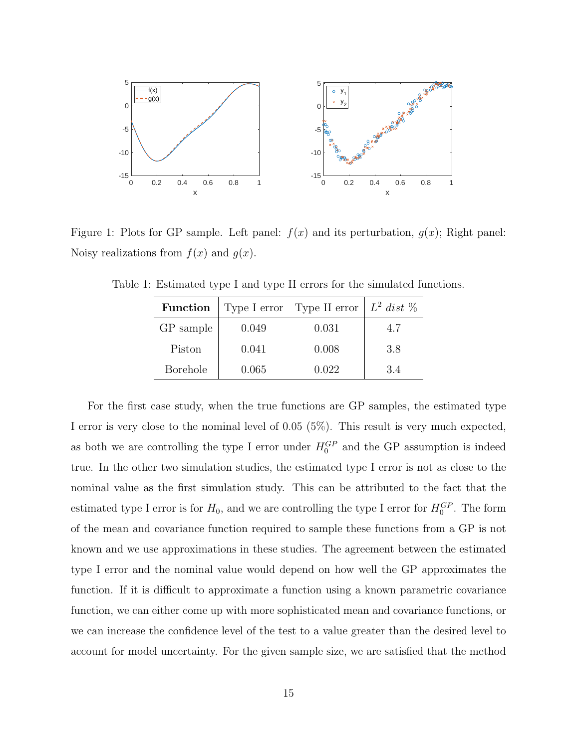Figure 1: Plots for GP sample. Left panel: $f(x)$ and its perturbation, $g(x)$; Right panel: Noisy realizations from $f(x)$ and $g(x)$.

Table 1: Estimated type I and type II errors for the simulated functions.

| **Function** | Type I error | Type II error | $L^2$ *dist* % |
|---|---|---|---|
| GP sample | 0.049 | 0.031 | 4.7 |
| Piston | 0.041 | 0.008 | 3.8 |
| Borehole | 0.065 | 0.022 | 3.4 |

For the first case study, when the true functions are GP samples, the estimated type I error is very close to the nominal level of 0.05 (5%). This result is very much expected, as both we are controlling the type I error under $H_0^{GP}$ and the GP assumption is indeed true. In the other two simulation studies, the estimated type I error is not as close to the nominal value as the first simulation study. This can be attributed to the fact that the estimated type I error is for $H_0$, and we are controlling the type I error for $H_0^{GP}$. The form of the mean and covariance function required to sample these functions from a GP is not known and we use approximations in these studies. The agreement between the estimated type I error and the nominal value would depend on how well the GP approximates the function. If it is difficult to approximate a function using a known parametric covariance function, we can either come up with more sophisticated mean and covariance functions, or we can increase the confidence level of the test to a value greater than the desired level to account for model uncertainty. For the given sample size, we are satisfied that the method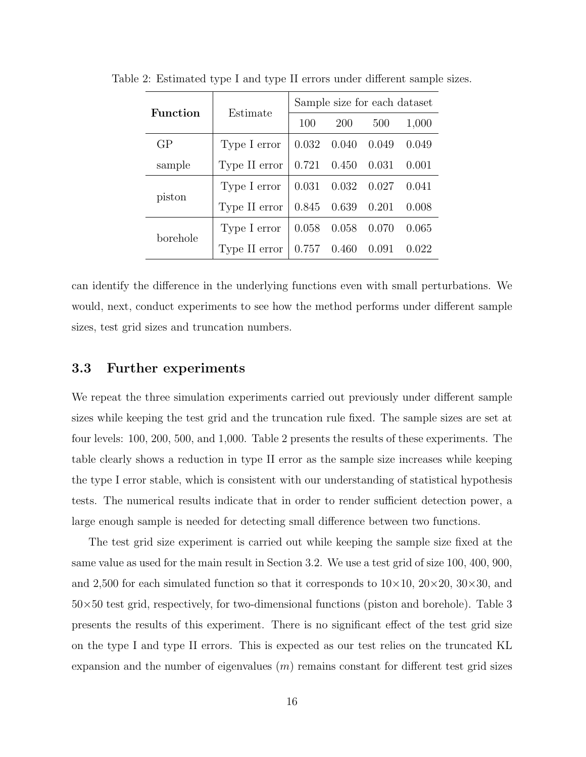Table 2: Estimated type I and type II errors under different sample sizes.

| **Function** | Estimate | Sample size for each dataset | | | |
|---|---|---|---|---|---|
| | | 100 | 200 | 500 | 1,000 |
| GP sample | Type I error | 0.032 | 0.040 | 0.049 | 0.049 |
| | Type II error | 0.721 | 0.450 | 0.031 | 0.001 |
| piston | Type I error | 0.031 | 0.032 | 0.027 | 0.041 |
| | Type II error | 0.845 | 0.639 | 0.201 | 0.008 |
| borehole | Type I error | 0.058 | 0.058 | 0.070 | 0.065 |
| | Type II error | 0.757 | 0.460 | 0.091 | 0.022 |

can identify the difference in the underlying functions even with small perturbations. We would, next, conduct experiments to see how the method performs under different sample sizes, test grid sizes and truncation numbers.

### 3.3 Further experiments

We repeat the three simulation experiments carried out previously under different sample sizes while keeping the test grid and the truncation rule fixed. The sample sizes are set at four levels: 100, 200, 500, and 1,000. Table 2 presents the results of these experiments. The table clearly shows a reduction in type II error as the sample size increases while keeping the type I error stable, which is consistent with our understanding of statistical hypothesis tests. The numerical results indicate that in order to render sufficient detection power, a large enough sample is needed for detecting small difference between two functions.

The test grid size experiment is carried out while keeping the sample size fixed at the same value as used for the main result in Section 3.2. We use a test grid of size 100, 400, 900, and 2,500 for each simulated function so that it corresponds to $10\times10$, $20\times20$, $30\times30$, and $50\times50$ test grid, respectively, for two-dimensional functions (piston and borehole). Table 3 presents the results of this experiment. There is no significant effect of the test grid size on the type I and type II errors. This is expected as our test relies on the truncated KL expansion and the number of eigenvalues ($m$) remains constant for different test grid sizes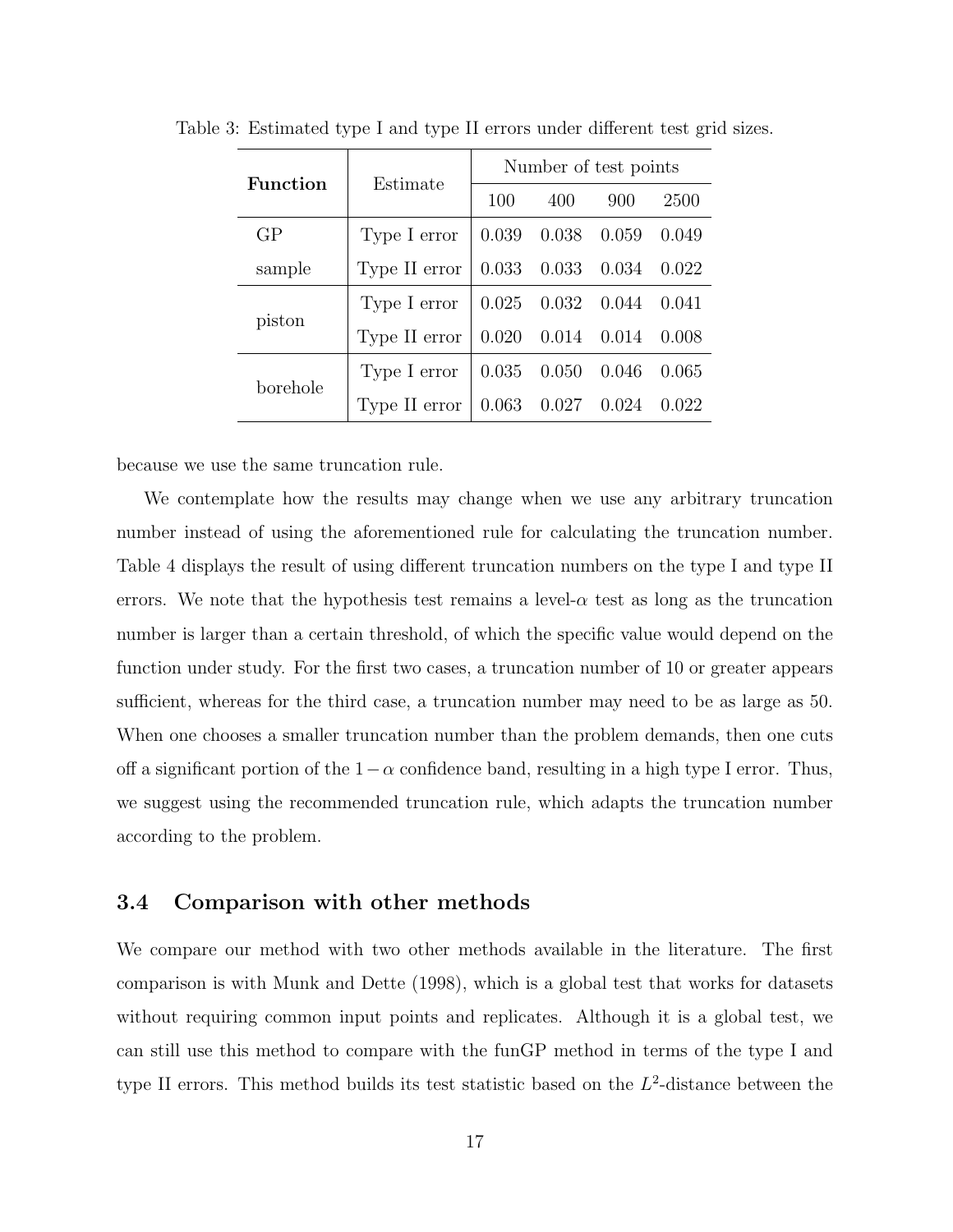Table 3: Estimated type I and type II errors under different test grid sizes.

| **Function** | Estimate | Number of test points | | | |
|---|---|---|---|---|---|
| | | 100 | 400 | 900 | 2500 |
| GP sample | Type I error | 0.039 | 0.038 | 0.059 | 0.049 |
| | Type II error | 0.033 | 0.033 | 0.034 | 0.022 |
| piston | Type I error | 0.025 | 0.032 | 0.044 | 0.041 |
| | Type II error | 0.020 | 0.014 | 0.014 | 0.008 |
| borehole | Type I error | 0.035 | 0.050 | 0.046 | 0.065 |
| | Type II error | 0.063 | 0.027 | 0.024 | 0.022 |

because we use the same truncation rule.

We contemplate how the results may change when we use any arbitrary truncation number instead of using the aforementioned rule for calculating the truncation number. Table 4 displays the result of using different truncation numbers on the type I and type II errors. We note that the hypothesis test remains a level-$\alpha$ test as long as the truncation number is larger than a certain threshold, of which the specific value would depend on the function under study. For the first two cases, a truncation number of 10 or greater appears sufficient, whereas for the third case, a truncation number may need to be as large as 50. When one chooses a smaller truncation number than the problem demands, then one cuts off a significant portion of the $1-\alpha$ confidence band, resulting in a high type I error. Thus, we suggest using the recommended truncation rule, which adapts the truncation number according to the problem.

### 3.4 Comparison with other methods

We compare our method with two other methods available in the literature. The first comparison is with Munk and Dette (1998), which is a global test that works for datasets without requiring common input points and replicates. Although it is a global test, we can still use this method to compare with the funGP method in terms of the type I and type II errors. This method builds its test statistic based on the $L^2$-distance between the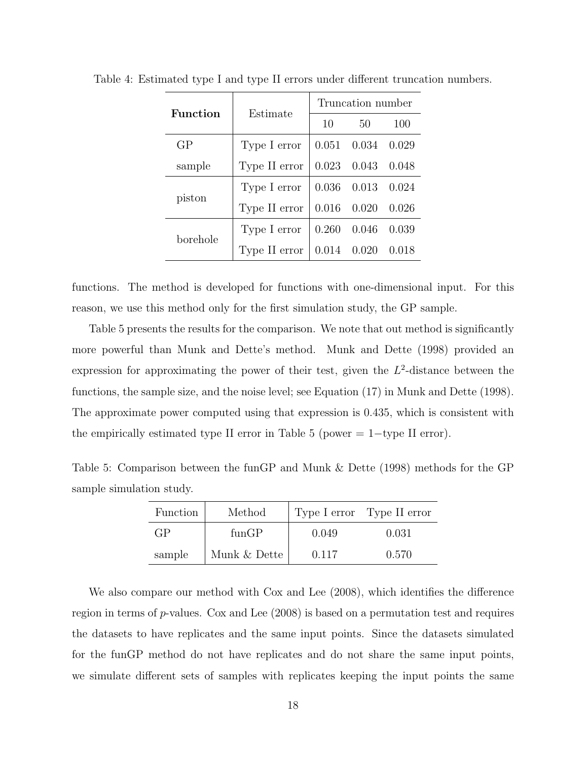Table 4: Estimated type I and type II errors under different truncation numbers.

| **Function** | Estimate | Truncation number | | |
|---|---|---|---|---|
| | | 10 | 50 | 100 |
| GP sample | Type I error | 0.051 | 0.034 | 0.029 |
| | Type II error | 0.023 | 0.043 | 0.048 |
| piston | Type I error | 0.036 | 0.013 | 0.024 |
| | Type II error | 0.016 | 0.020 | 0.026 |
| borehole | Type I error | 0.260 | 0.046 | 0.039 |
| | Type II error | 0.014 | 0.020 | 0.018 |

functions. The method is developed for functions with one-dimensional input. For this reason, we use this method only for the first simulation study, the GP sample.

Table 5 presents the results for the comparison. We note that out method is significantly more powerful than Munk and Dette's method. Munk and Dette (1998) provided an expression for approximating the power of their test, given the $L^2$-distance between the functions, the sample size, and the noise level; see Equation (17) in Munk and Dette (1998). The approximate power computed using that expression is 0.435, which is consistent with the empirically estimated type II error in Table 5 (power = 1−type II error).

Table 5: Comparison between the funGP and Munk & Dette (1998) methods for the GP sample simulation study.

| Function | Method | Type I error | Type II error |
|---|---|---|---|
| GP | funGP | 0.049 | 0.031 |
| sample | Munk & Dette | 0.117 | 0.570 |

We also compare our method with Cox and Lee (2008), which identifies the difference region in terms of $p$-values. Cox and Lee (2008) is based on a permutation test and requires the datasets to have replicates and the same input points. Since the datasets simulated for the funGP method do not have replicates and do not share the same input points, we simulate different sets of samples with replicates keeping the input points the same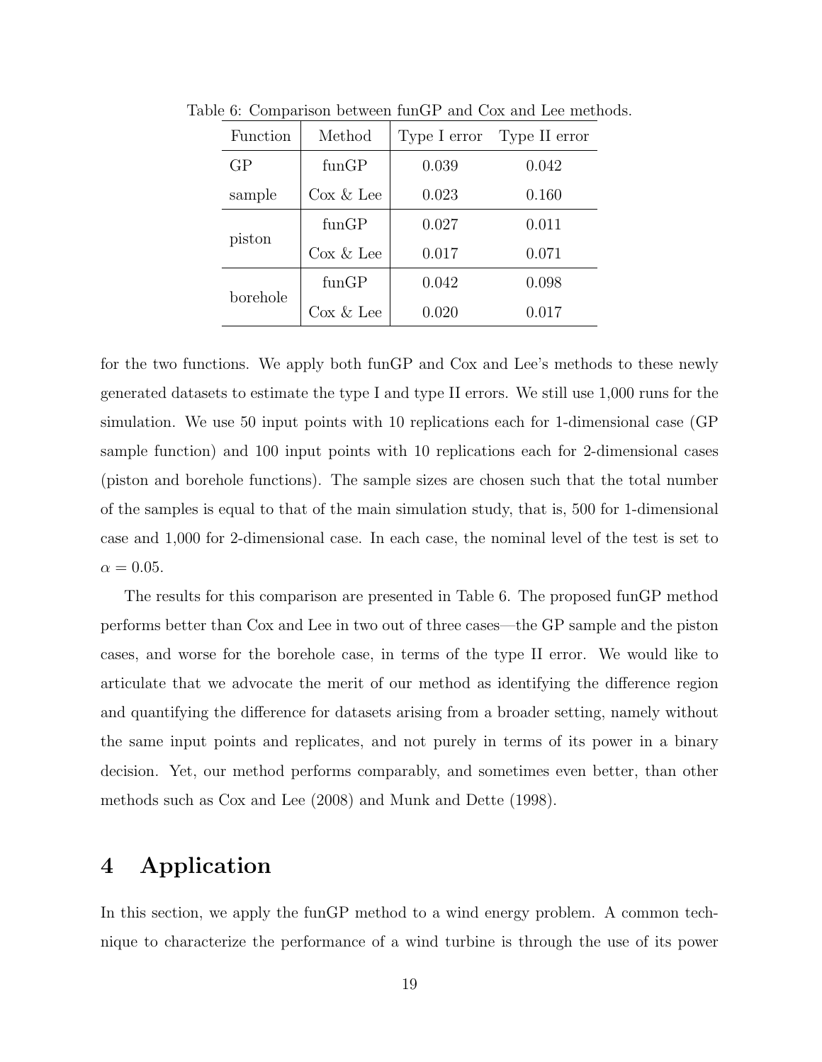Table 6: Comparison between funGP and Cox and Lee methods.

| Function | Method | Type I error | Type II error |
|---|---|---|---|
| GP sample | funGP | 0.039 | 0.042 |
| | Cox & Lee | 0.023 | 0.160 |
| piston | funGP | 0.027 | 0.011 |
| | Cox & Lee | 0.017 | 0.071 |
| borehole | funGP | 0.042 | 0.098 |
| | Cox & Lee | 0.020 | 0.017 |

for the two functions. We apply both funGP and Cox and Lee's methods to these newly generated datasets to estimate the type I and type II errors. We still use 1,000 runs for the simulation. We use 50 input points with 10 replications each for 1-dimensional case (GP sample function) and 100 input points with 10 replications each for 2-dimensional cases (piston and borehole functions). The sample sizes are chosen such that the total number of the samples is equal to that of the main simulation study, that is, 500 for 1-dimensional case and 1,000 for 2-dimensional case. In each case, the nominal level of the test is set to $\alpha = 0.05$.

The results for this comparison are presented in Table 6. The proposed funGP method performs better than Cox and Lee in two out of three cases—the GP sample and the piston cases, and worse for the borehole case, in terms of the type II error. We would like to articulate that we advocate the merit of our method as identifying the difference region and quantifying the difference for datasets arising from a broader setting, namely without the same input points and replicates, and not purely in terms of its power in a binary decision. Yet, our method performs comparably, and sometimes even better, than other methods such as Cox and Lee (2008) and Munk and Dette (1998).

# 4 Application

In this section, we apply the funGP method to a wind energy problem. A common technique to characterize the performance of a wind turbine is through the use of its power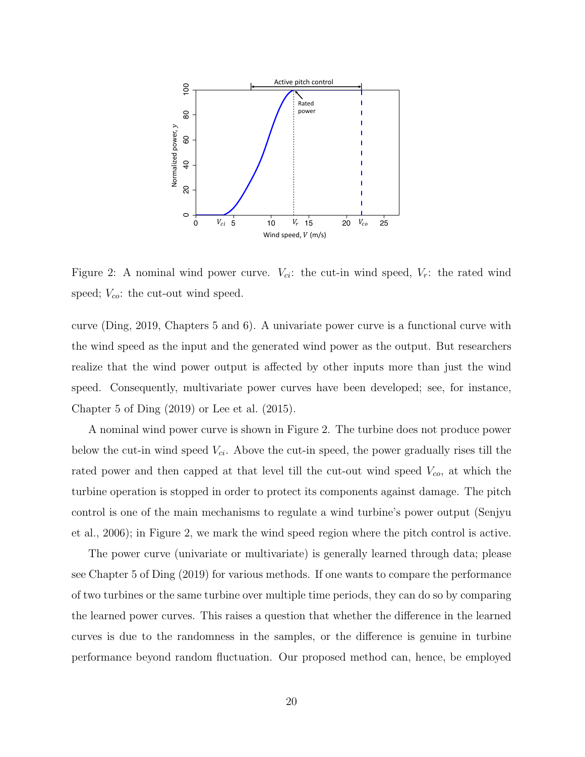Figure 2: A nominal wind power curve. $V_{ci}$: the cut-in wind speed, $V_r$: the rated wind speed; $V_{co}$: the cut-out wind speed.

curve (Ding, 2019, Chapters 5 and 6). A univariate power curve is a functional curve with the wind speed as the input and the generated wind power as the output. But researchers realize that the wind power output is affected by other inputs more than just the wind speed. Consequently, multivariate power curves have been developed; see, for instance, Chapter 5 of Ding (2019) or Lee et al. (2015).

A nominal wind power curve is shown in Figure 2. The turbine does not produce power below the cut-in wind speed $V_{ci}$. Above the cut-in speed, the power gradually rises till the rated power and then capped at that level till the cut-out wind speed $V_{co}$, at which the turbine operation is stopped in order to protect its components against damage. The pitch control is one of the main mechanisms to regulate a wind turbine's power output (Senjyu et al., 2006); in Figure 2, we mark the wind speed region where the pitch control is active.

The power curve (univariate or multivariate) is generally learned through data; please see Chapter 5 of Ding (2019) for various methods. If one wants to compare the performance of two turbines or the same turbine over multiple time periods, they can do so by comparing the learned power curves. This raises a question that whether the difference in the learned curves is due to the randomness in the samples, or the difference is genuine in turbine performance beyond random fluctuation. Our proposed method can, hence, be employed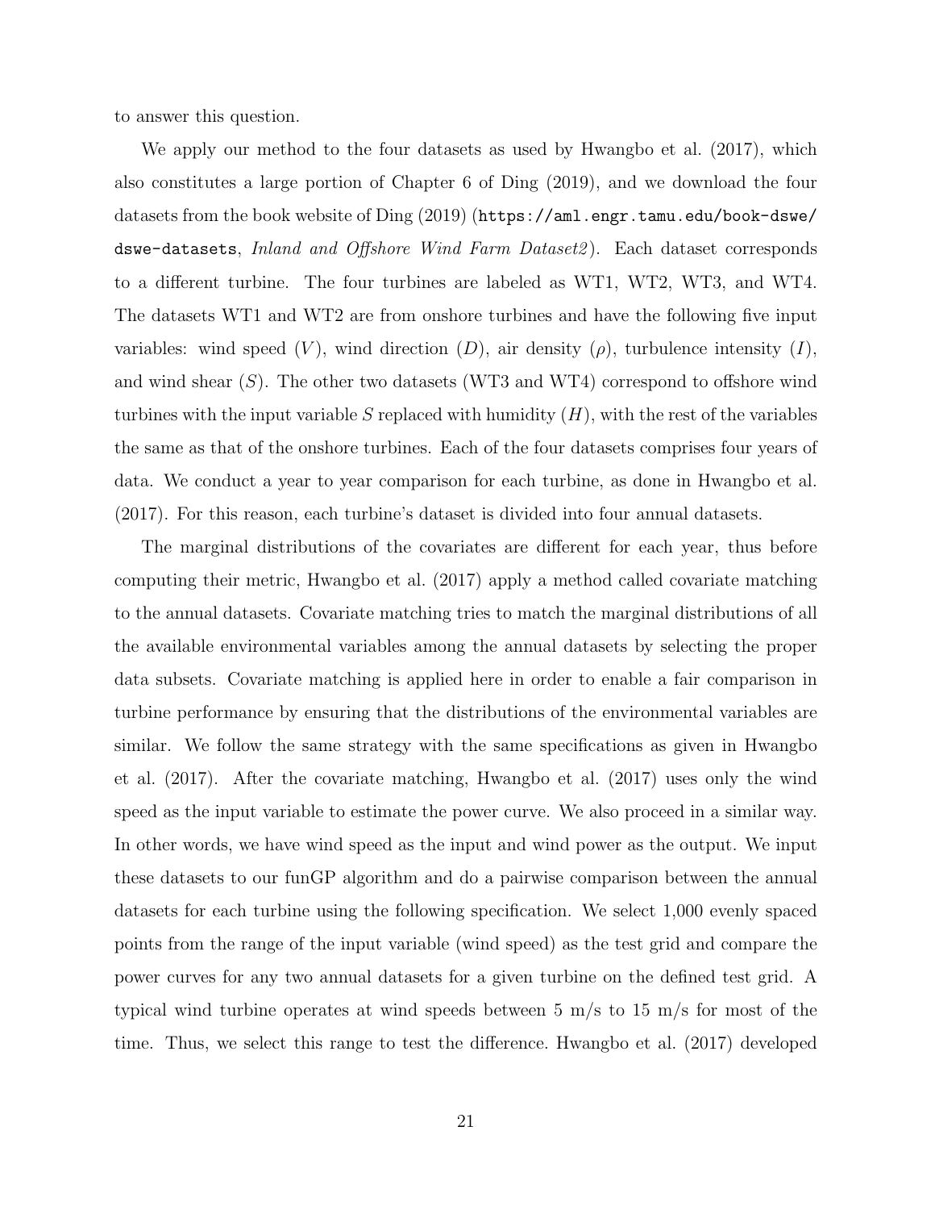to answer this question.

We apply our method to the four datasets as used by Hwangbo et al. (2017), which also constitutes a large portion of Chapter 6 of Ding (2019), and we download the four datasets from the book website of Ding (2019) (`https://aml.engr.tamu.edu/book-dswe/dswe-datasets`, *Inland and Offshore Wind Farm Dataset2*). Each dataset corresponds to a different turbine. The four turbines are labeled as WT1, WT2, WT3, and WT4. The datasets WT1 and WT2 are from onshore turbines and have the following five input variables: wind speed ($V$), wind direction ($D$), air density ($\rho$), turbulence intensity ($I$), and wind shear ($S$). The other two datasets (WT3 and WT4) correspond to offshore wind turbines with the input variable $S$ replaced with humidity ($H$), with the rest of the variables the same as that of the onshore turbines. Each of the four datasets comprises four years of data. We conduct a year to year comparison for each turbine, as done in Hwangbo et al. (2017). For this reason, each turbine's dataset is divided into four annual datasets.

The marginal distributions of the covariates are different for each year, thus before computing their metric, Hwangbo et al. (2017) apply a method called covariate matching to the annual datasets. Covariate matching tries to match the marginal distributions of all the available environmental variables among the annual datasets by selecting the proper data subsets. Covariate matching is applied here in order to enable a fair comparison in turbine performance by ensuring that the distributions of the environmental variables are similar. We follow the same strategy with the same specifications as given in Hwangbo et al. (2017). After the covariate matching, Hwangbo et al. (2017) uses only the wind speed as the input variable to estimate the power curve. We also proceed in a similar way. In other words, we have wind speed as the input and wind power as the output. We input these datasets to our funGP algorithm and do a pairwise comparison between the annual datasets for each turbine using the following specification. We select 1,000 evenly spaced points from the range of the input variable (wind speed) as the test grid and compare the power curves for any two annual datasets for a given turbine on the defined test grid. A typical wind turbine operates at wind speeds between 5 m/s to 15 m/s for most of the time. Thus, we select this range to test the difference. Hwangbo et al. (2017) developed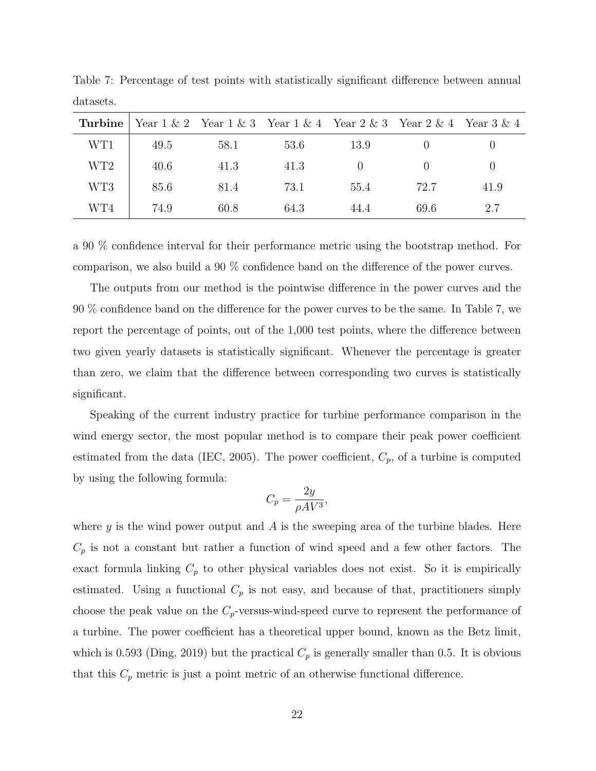Table 7: Percentage of test points with statistically significant difference between annual datasets.

| **Turbine** | Year 1 & 2 | Year 1 & 3 | Year 1 & 4 | Year 2 & 3 | Year 2 & 4 | Year 3 & 4 |
|---|---|---|---|---|---|---|
| WT1 | 49.5 | 58.1 | 53.6 | 13.9 | 0 | 0 |
| WT2 | 40.6 | 41.3 | 41.3 | 0 | 0 | 0 |
| WT3 | 85.6 | 81.4 | 73.1 | 55.4 | 72.7 | 41.9 |
| WT4 | 74.9 | 60.8 | 64.3 | 44.4 | 69.6 | 2.7 |

a 90 % confidence interval for their performance metric using the bootstrap method. For comparison, we also build a 90 % confidence band on the difference of the power curves.

The outputs from our method is the pointwise difference in the power curves and the 90 % confidence band on the difference for the power curves to be the same. In Table 7, we report the percentage of points, out of the 1,000 test points, where the difference between two given yearly datasets is statistically significant. Whenever the percentage is greater than zero, we claim that the difference between corresponding two curves is statistically significant.

Speaking of the current industry practice for turbine performance comparison in the wind energy sector, the most popular method is to compare their peak power coefficient estimated from the data (IEC, 2005). The power coefficient, $C_p$, of a turbine is computed by using the following formula:

$$C_p = \frac{2y}{\rho A V^3},$$

where $y$ is the wind power output and $A$ is the sweeping area of the turbine blades. Here $C_p$ is not a constant but rather a function of wind speed and a few other factors. The exact formula linking $C_p$ to other physical variables does not exist. So it is empirically estimated. Using a functional $C_p$ is not easy, and because of that, practitioners simply choose the peak value on the $C_p$-versus-wind-speed curve to represent the performance of a turbine. The power coefficient has a theoretical upper bound, known as the Betz limit, which is 0.593 (Ding, 2019) but the practical $C_p$ is generally smaller than 0.5. It is obvious that this $C_p$ metric is just a point metric of an otherwise functional difference.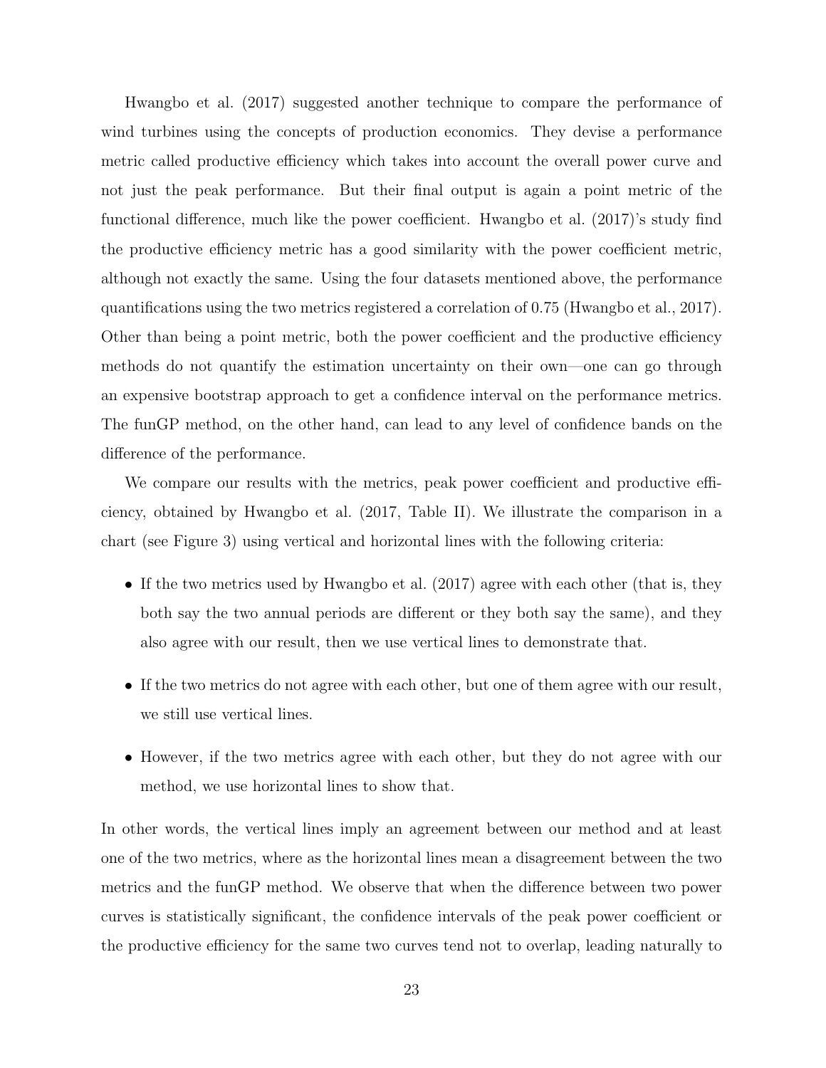Hwangbo et al. (2017) suggested another technique to compare the performance of wind turbines using the concepts of production economics. They devise a performance metric called productive efficiency which takes into account the overall power curve and not just the peak performance. But their final output is again a point metric of the functional difference, much like the power coefficient. Hwangbo et al. (2017)'s study find the productive efficiency metric has a good similarity with the power coefficient metric, although not exactly the same. Using the four datasets mentioned above, the performance quantifications using the two metrics registered a correlation of 0.75 (Hwangbo et al., 2017). Other than being a point metric, both the power coefficient and the productive efficiency methods do not quantify the estimation uncertainty on their own—one can go through an expensive bootstrap approach to get a confidence interval on the performance metrics. The funGP method, on the other hand, can lead to any level of confidence bands on the difference of the performance.

We compare our results with the metrics, peak power coefficient and productive efficiency, obtained by Hwangbo et al. (2017, Table II). We illustrate the comparison in a chart (see Figure 3) using vertical and horizontal lines with the following criteria:

- If the two metrics used by Hwangbo et al. (2017) agree with each other (that is, they both say the two annual periods are different or they both say the same), and they also agree with our result, then we use vertical lines to demonstrate that.
- If the two metrics do not agree with each other, but one of them agree with our result, we still use vertical lines.
- However, if the two metrics agree with each other, but they do not agree with our method, we use horizontal lines to show that.

In other words, the vertical lines imply an agreement between our method and at least one of the two metrics, where as the horizontal lines mean a disagreement between the two metrics and the funGP method. We observe that when the difference between two power curves is statistically significant, the confidence intervals of the peak power coefficient or the productive efficiency for the same two curves tend not to overlap, leading naturally to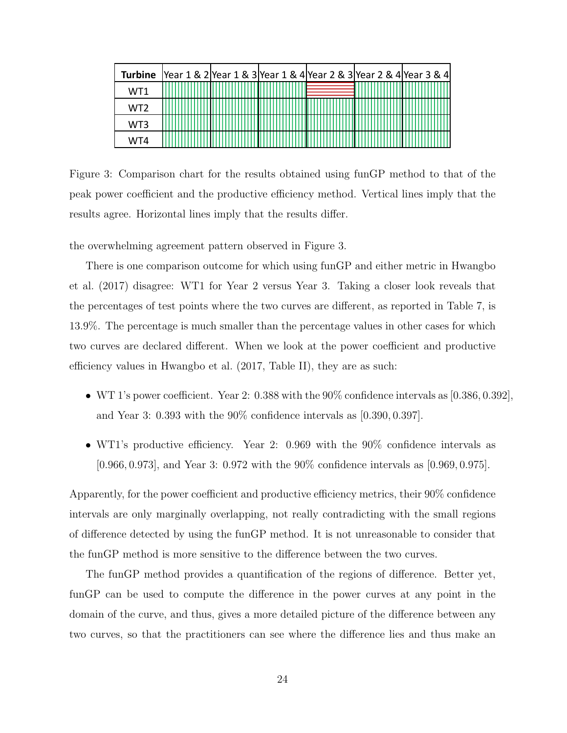| Turbine | Year 1 & 2 | Year 1 & 3 | Year 1 & 4 | Year 2 & 3 | Year 2 & 4 | Year 3 & 4 |
|---|---|---|---|---|---|---|
| WT1 | Agree (vertical lines) | Agree (vertical lines) | Agree (vertical lines) | Differ (horizontal lines) | Agree (vertical lines) | Agree (vertical lines) |
| WT2 | Agree (vertical lines) | Agree (vertical lines) | Agree (vertical lines) | Agree (vertical lines) | Agree (vertical lines) | Agree (vertical lines) |
| WT3 | Agree (vertical lines) | Agree (vertical lines) | Agree (vertical lines) | Agree (vertical lines) | Agree (vertical lines) | Agree (vertical lines) |
| WT4 | Agree (vertical lines) | Agree (vertical lines) | Agree (vertical lines) | Agree (vertical lines) | Agree (vertical lines) | Agree (vertical lines) |

Figure 3: Comparison chart for the results obtained using funGP method to that of the peak power coefficient and the productive efficiency method. Vertical lines imply that the results agree. Horizontal lines imply that the results differ.

the overwhelming agreement pattern observed in Figure 3.

There is one comparison outcome for which using funGP and either metric in Hwangbo et al. (2017) disagree: WT1 for Year 2 versus Year 3. Taking a closer look reveals that the percentages of test points where the two curves are different, as reported in Table 7, is 13.9%. The percentage is much smaller than the percentage values in other cases for which two curves are declared different. When we look at the power coefficient and productive efficiency values in Hwangbo et al. (2017, Table II), they are as such:

- WT 1's power coefficient. Year 2: 0.388 with the 90% confidence intervals as $[0.386, 0.392]$, and Year 3: 0.393 with the 90% confidence intervals as $[0.390, 0.397]$.
- WT1's productive efficiency. Year 2: 0.969 with the 90% confidence intervals as $[0.966, 0.973]$, and Year 3: 0.972 with the 90% confidence intervals as $[0.969, 0.975]$.

Apparently, for the power coefficient and productive efficiency metrics, their 90% confidence intervals are only marginally overlapping, not really contradicting with the small regions of difference detected by using the funGP method. It is not unreasonable to consider that the funGP method is more sensitive to the difference between the two curves.

The funGP method provides a quantification of the regions of difference. Better yet, funGP can be used to compute the difference in the power curves at any point in the domain of the curve, and thus, gives a more detailed picture of the difference between any two curves, so that the practitioners can see where the difference lies and thus make an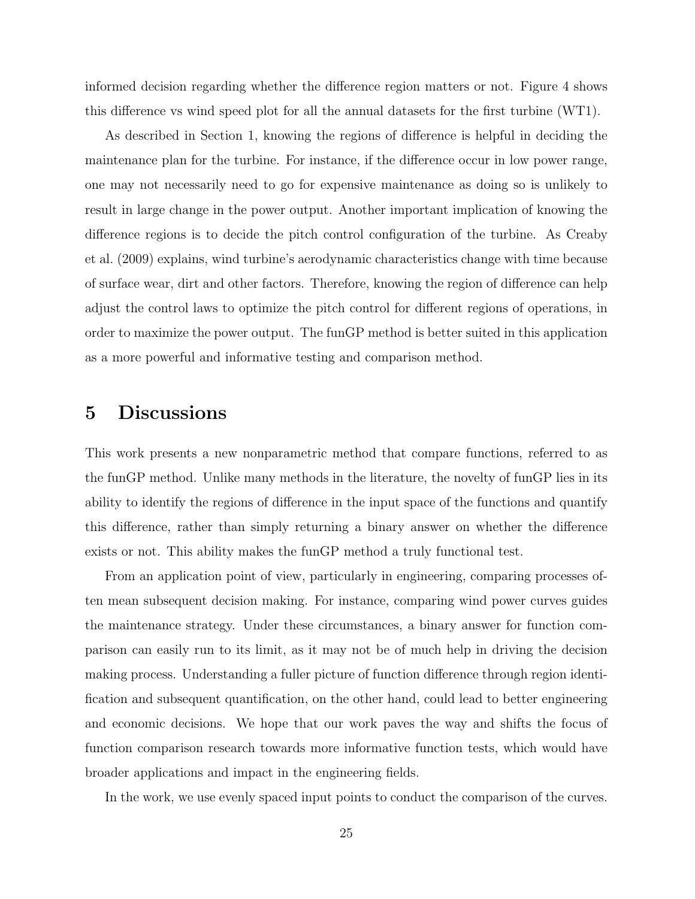informed decision regarding whether the difference region matters or not. Figure 4 shows this difference vs wind speed plot for all the annual datasets for the first turbine (WT1).

As described in Section 1, knowing the regions of difference is helpful in deciding the maintenance plan for the turbine. For instance, if the difference occur in low power range, one may not necessarily need to go for expensive maintenance as doing so is unlikely to result in large change in the power output. Another important implication of knowing the difference regions is to decide the pitch control configuration of the turbine. As Creaby et al. (2009) explains, wind turbine's aerodynamic characteristics change with time because of surface wear, dirt and other factors. Therefore, knowing the region of difference can help adjust the control laws to optimize the pitch control for different regions of operations, in order to maximize the power output. The funGP method is better suited in this application as a more powerful and informative testing and comparison method.

# 5 Discussions

This work presents a new nonparametric method that compare functions, referred to as the funGP method. Unlike many methods in the literature, the novelty of funGP lies in its ability to identify the regions of difference in the input space of the functions and quantify this difference, rather than simply returning a binary answer on whether the difference exists or not. This ability makes the funGP method a truly functional test.

From an application point of view, particularly in engineering, comparing processes often mean subsequent decision making. For instance, comparing wind power curves guides the maintenance strategy. Under these circumstances, a binary answer for function comparison can easily run to its limit, as it may not be of much help in driving the decision making process. Understanding a fuller picture of function difference through region identification and subsequent quantification, on the other hand, could lead to better engineering and economic decisions. We hope that our work paves the way and shifts the focus of function comparison research towards more informative function tests, which would have broader applications and impact in the engineering fields.

In the work, we use evenly spaced input points to conduct the comparison of the curves.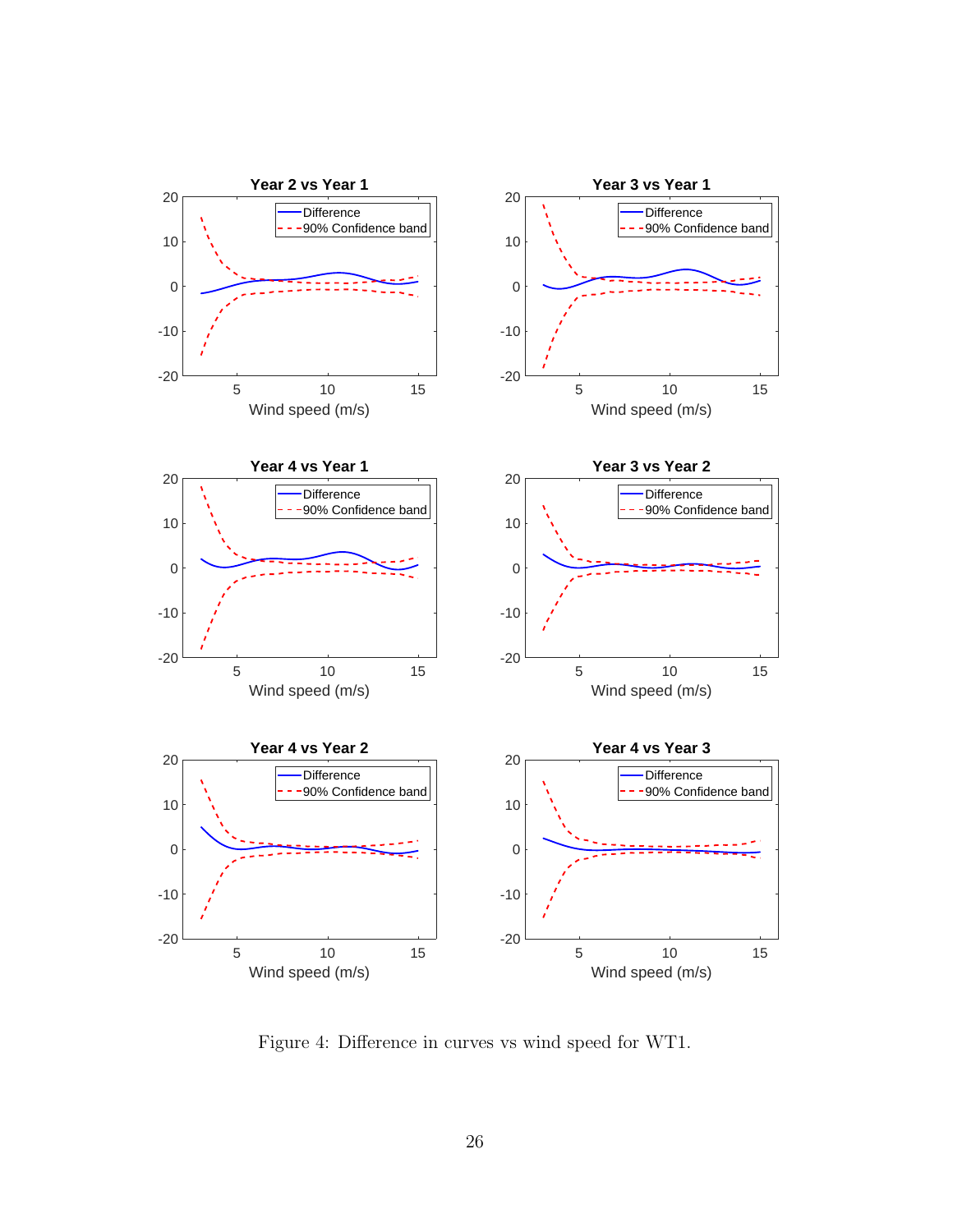Figure 4: Difference in curves vs wind speed for WT1.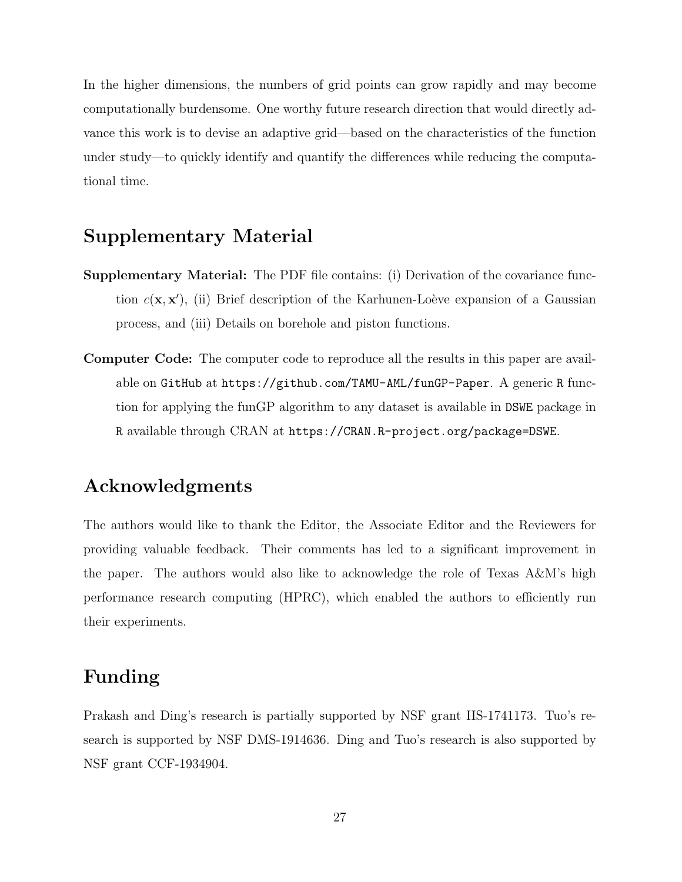In the higher dimensions, the numbers of grid points can grow rapidly and may become computationally burdensome. One worthy future research direction that would directly advance this work is to devise an adaptive grid—based on the characteristics of the function under study—to quickly identify and quantify the differences while reducing the computational time.

## Supplementary Material

**Supplementary Material:** The PDF file contains: (i) Derivation of the covariance function $c(\mathbf{x}, \mathbf{x}')$, (ii) Brief description of the Karhunen-Loève expansion of a Gaussian process, and (iii) Details on borehole and piston functions.

**Computer Code:** The computer code to reproduce all the results in this paper are available on `GitHub` at `https://github.com/TAMU-AML/funGP-Paper`. A generic `R` function for applying the funGP algorithm to any dataset is available in `DSWE` package in `R` available through CRAN at `https://CRAN.R-project.org/package=DSWE`.

## Acknowledgments

The authors would like to thank the Editor, the Associate Editor and the Reviewers for providing valuable feedback. Their comments has led to a significant improvement in the paper. The authors would also like to acknowledge the role of Texas A&M's high performance research computing (HPRC), which enabled the authors to efficiently run their experiments.

## Funding

Prakash and Ding's research is partially supported by NSF grant IIS-1741173. Tuo's research is supported by NSF DMS-1914636. Ding and Tuo's research is also supported by NSF grant CCF-1934904.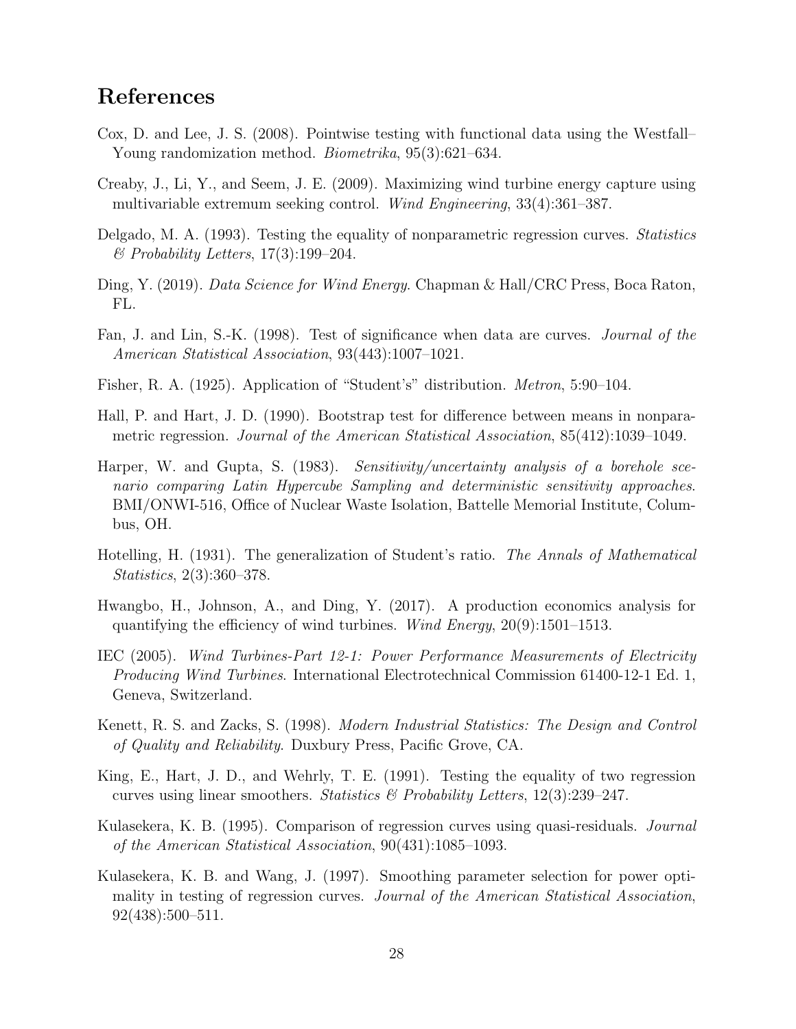## References

Cox, D. and Lee, J. S. (2008). Pointwise testing with functional data using the Westfall–Young randomization method. *Biometrika*, 95(3):621–634.

Creaby, J., Li, Y., and Seem, J. E. (2009). Maximizing wind turbine energy capture using multivariable extremum seeking control. *Wind Engineering*, 33(4):361–387.

Delgado, M. A. (1993). Testing the equality of nonparametric regression curves. *Statistics & Probability Letters*, 17(3):199–204.

Ding, Y. (2019). *Data Science for Wind Energy*. Chapman & Hall/CRC Press, Boca Raton, FL.

Fan, J. and Lin, S.-K. (1998). Test of significance when data are curves. *Journal of the American Statistical Association*, 93(443):1007–1021.

Fisher, R. A. (1925). Application of "Student's" distribution. *Metron*, 5:90–104.

Hall, P. and Hart, J. D. (1990). Bootstrap test for difference between means in nonparametric regression. *Journal of the American Statistical Association*, 85(412):1039–1049.

Harper, W. and Gupta, S. (1983). *Sensitivity/uncertainty analysis of a borehole scenario comparing Latin Hypercube Sampling and deterministic sensitivity approaches*. BMI/ONWI-516, Office of Nuclear Waste Isolation, Battelle Memorial Institute, Columbus, OH.

Hotelling, H. (1931). The generalization of Student's ratio. *The Annals of Mathematical Statistics*, 2(3):360–378.

Hwangbo, H., Johnson, A., and Ding, Y. (2017). A production economics analysis for quantifying the efficiency of wind turbines. *Wind Energy*, 20(9):1501–1513.

IEC (2005). *Wind Turbines-Part 12-1: Power Performance Measurements of Electricity Producing Wind Turbines*. International Electrotechnical Commission 61400-12-1 Ed. 1, Geneva, Switzerland.

Kenett, R. S. and Zacks, S. (1998). *Modern Industrial Statistics: The Design and Control of Quality and Reliability*. Duxbury Press, Pacific Grove, CA.

King, E., Hart, J. D., and Wehrly, T. E. (1991). Testing the equality of two regression curves using linear smoothers. *Statistics & Probability Letters*, 12(3):239–247.

Kulasekera, K. B. (1995). Comparison of regression curves using quasi-residuals. *Journal of the American Statistical Association*, 90(431):1085–1093.

Kulasekera, K. B. and Wang, J. (1997). Smoothing parameter selection for power optimality in testing of regression curves. *Journal of the American Statistical Association*, 92(438):500–511.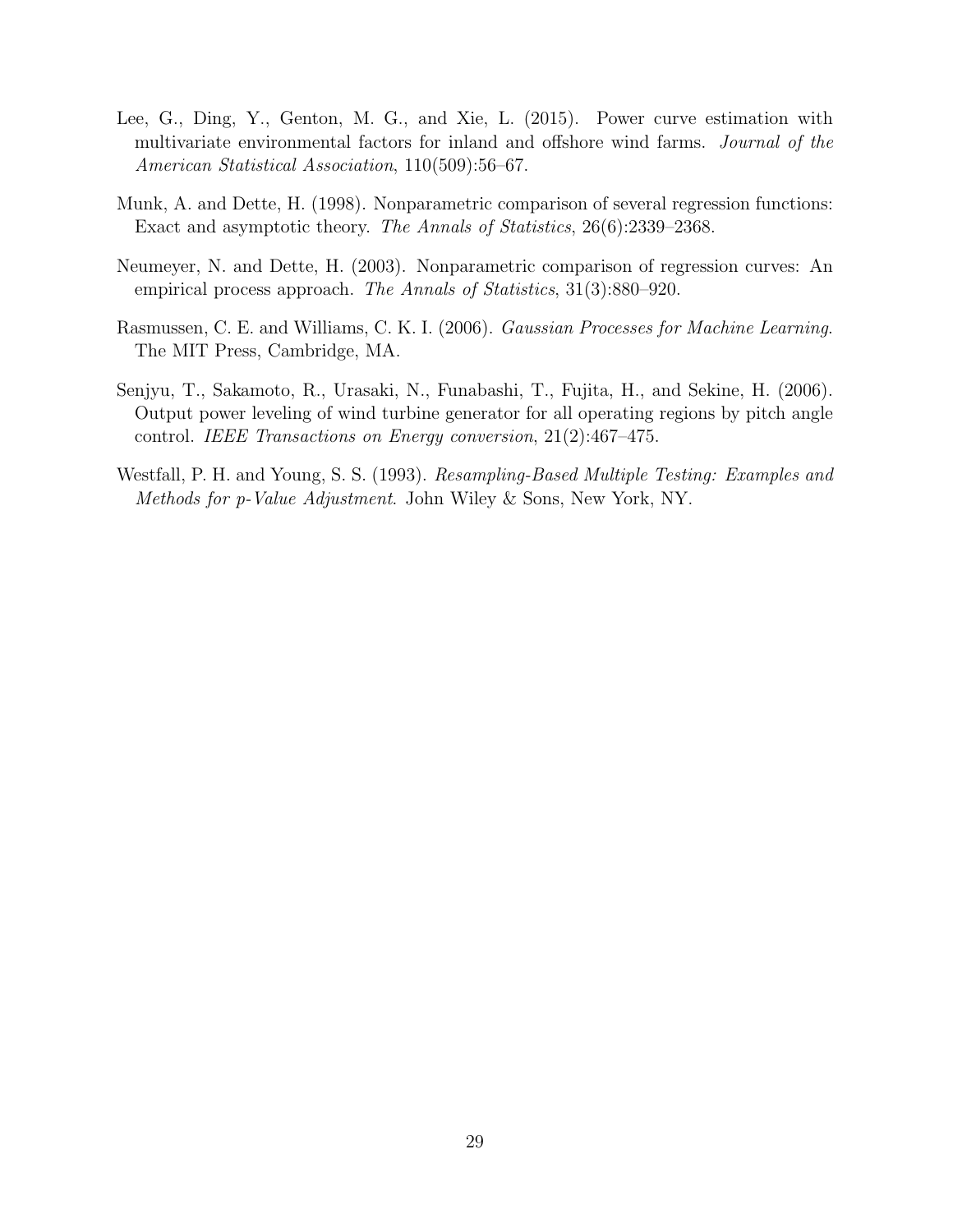Lee, G., Ding, Y., Genton, M. G., and Xie, L. (2015). Power curve estimation with multivariate environmental factors for inland and offshore wind farms. *Journal of the American Statistical Association*, 110(509):56–67.

Munk, A. and Dette, H. (1998). Nonparametric comparison of several regression functions: Exact and asymptotic theory. *The Annals of Statistics*, 26(6):2339–2368.

Neumeyer, N. and Dette, H. (2003). Nonparametric comparison of regression curves: An empirical process approach. *The Annals of Statistics*, 31(3):880–920.

Rasmussen, C. E. and Williams, C. K. I. (2006). *Gaussian Processes for Machine Learning*. The MIT Press, Cambridge, MA.

Senjyu, T., Sakamoto, R., Urasaki, N., Funabashi, T., Fujita, H., and Sekine, H. (2006). Output power leveling of wind turbine generator for all operating regions by pitch angle control. *IEEE Transactions on Energy conversion*, 21(2):467–475.

Westfall, P. H. and Young, S. S. (1993). *Resampling-Based Multiple Testing: Examples and Methods for p-Value Adjustment*. John Wiley & Sons, New York, NY.